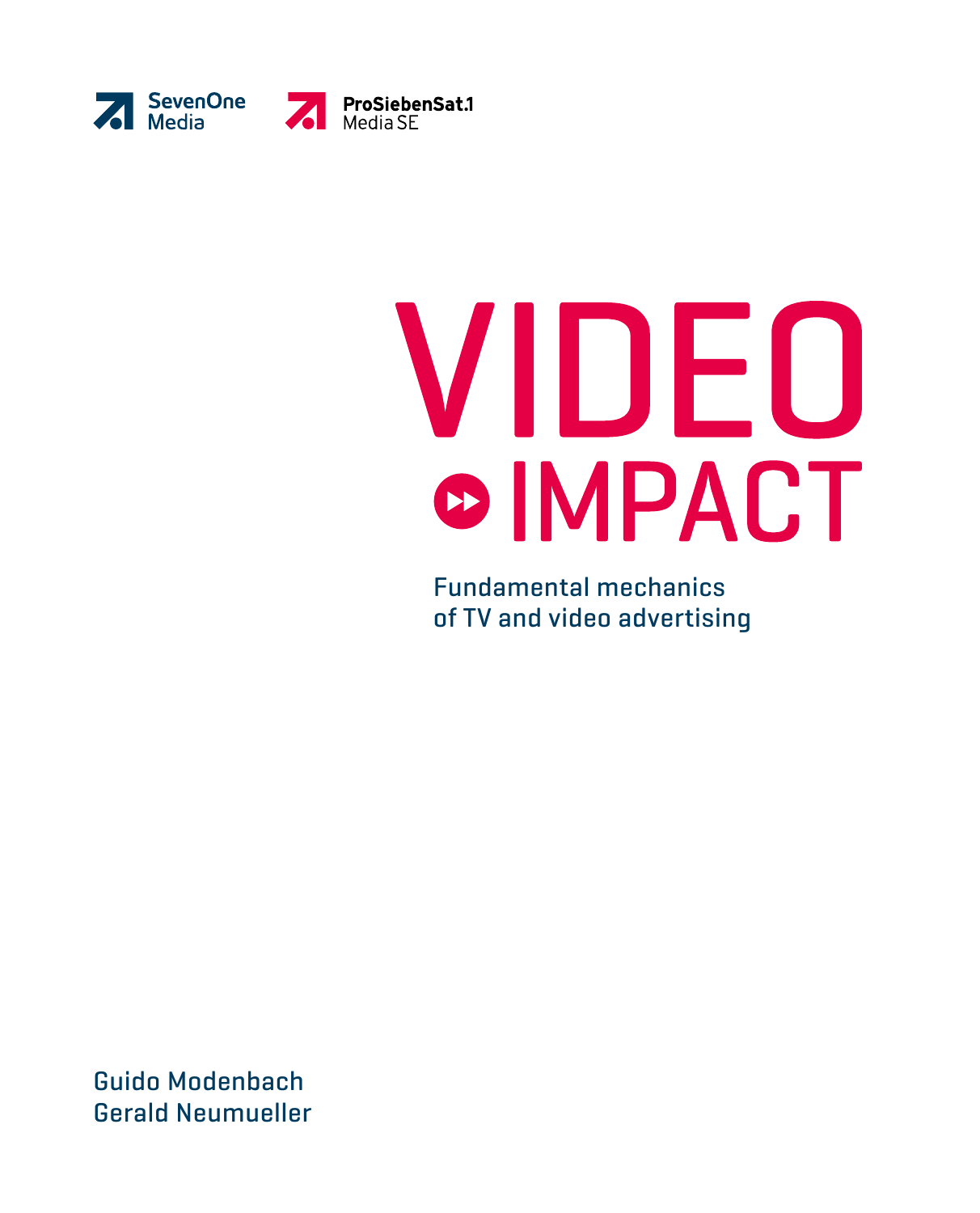SevenOne Media

ProSiebenSat.1 Media SE

# VIDEO IMPACT

## Fundamental mechanics of TV and video advertising

Guido Modenbach
Gerald Neumueller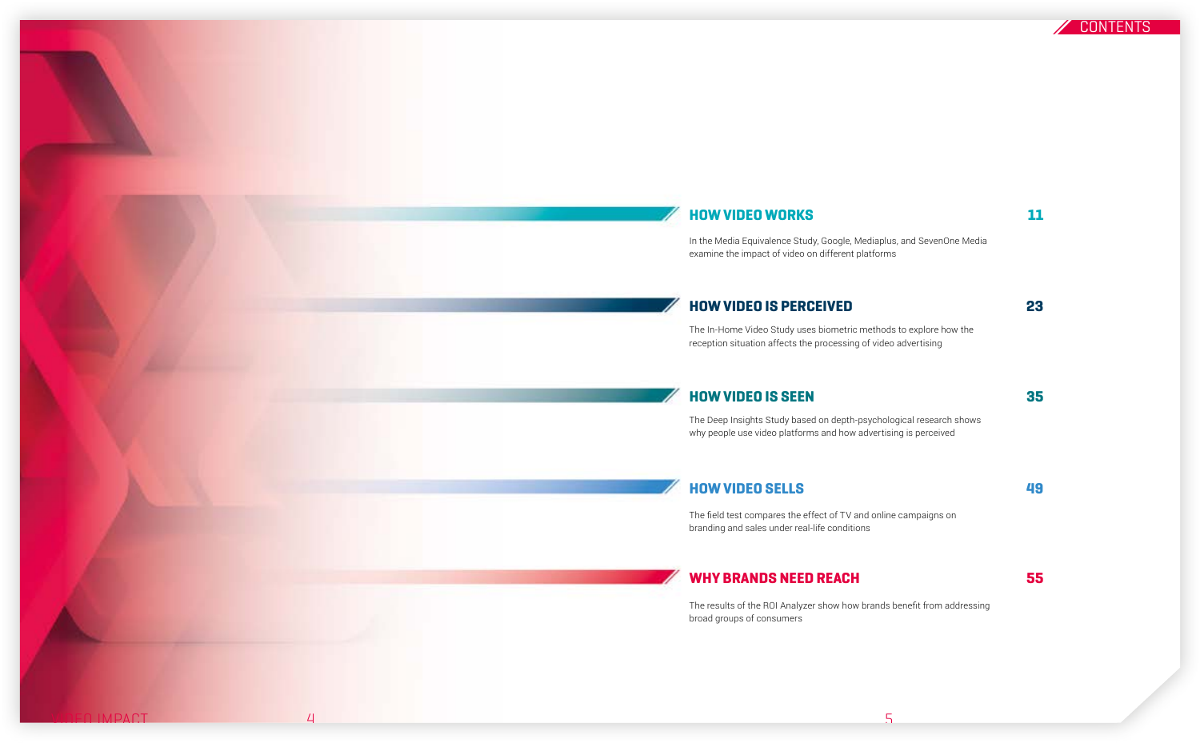# CONTENTS

## HOW VIDEO WORKS — 11

In the Media Equivalence Study, Google, Mediaplus, and SevenOne Media examine the impact of video on different platforms

## HOW VIDEO IS PERCEIVED — 23

The In-Home Video Study uses biometric methods to explore how the reception situation affects the processing of video advertising

## HOW VIDEO IS SEEN — 35

The Deep Insights Study based on depth-psychological research shows why people use video platforms and how advertising is perceived

## HOW VIDEO SELLS — 49

The field test compares the effect of TV and online campaigns on branding and sales under real-life conditions

## WHY BRANDS NEED REACH — 55

The results of the ROI Analyzer show how brands benefit from addressing broad groups of consumers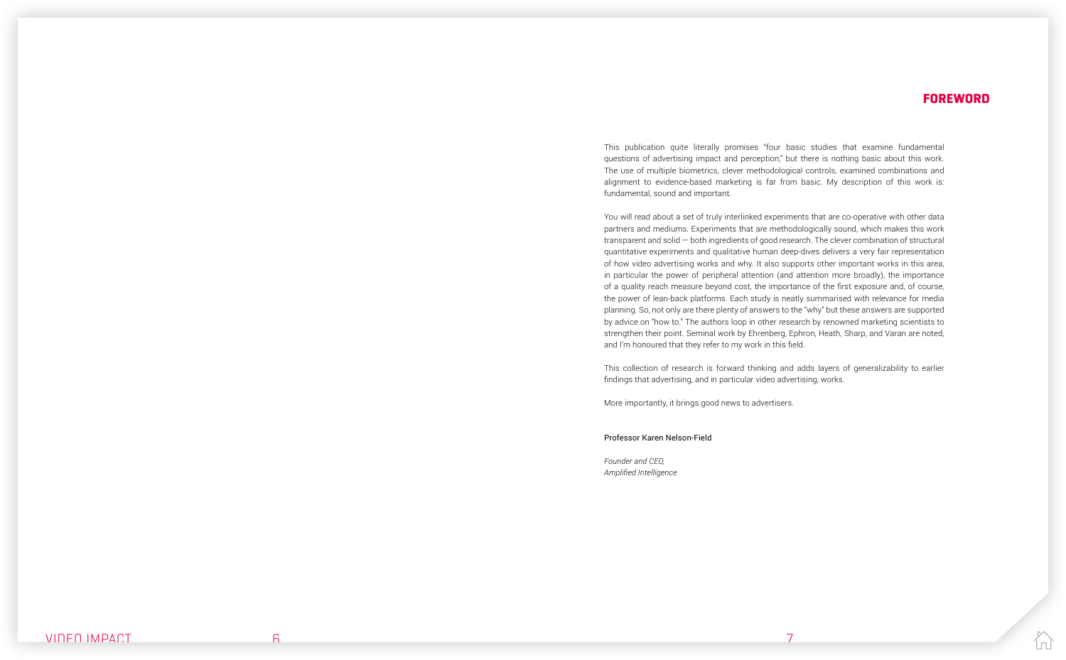# FOREWORD

This publication quite literally promises "four basic studies that examine fundamental questions of advertising impact and perception," but there is nothing basic about this work. The use of multiple biometrics, clever methodological controls, examined combinations and alignment to evidence-based marketing is far from basic. My description of this work is: fundamental, sound and important.

You will read about a set of truly interlinked experiments that are co-operative with other data partners and mediums. Experiments that are methodologically sound, which makes this work transparent and solid — both ingredients of good research. The clever combination of structural quantitative experiments and qualitative human deep-dives delivers a very fair representation of how video advertising works and why. It also supports other important works in this area, in particular the power of peripheral attention (and attention more broadly), the importance of a quality reach measure beyond cost, the importance of the first exposure and, of course, the power of lean-back platforms. Each study is neatly summarised with relevance for media planning. So, not only are there plenty of answers to the "why" but these answers are supported by advice on "how to." The authors loop in other research by renowned marketing scientists to strengthen their point. Seminal work by Ehrenberg, Ephron, Heath, Sharp, and Varan are noted, and I'm honoured that they refer to my work in this field.

This collection of research is forward thinking and adds layers of generalizability to earlier findings that advertising, and in particular video advertising, works.

More importantly, it brings good news to advertisers.

Professor Karen Nelson-Field

*Founder and CEO,*
*Amplified Intelligence*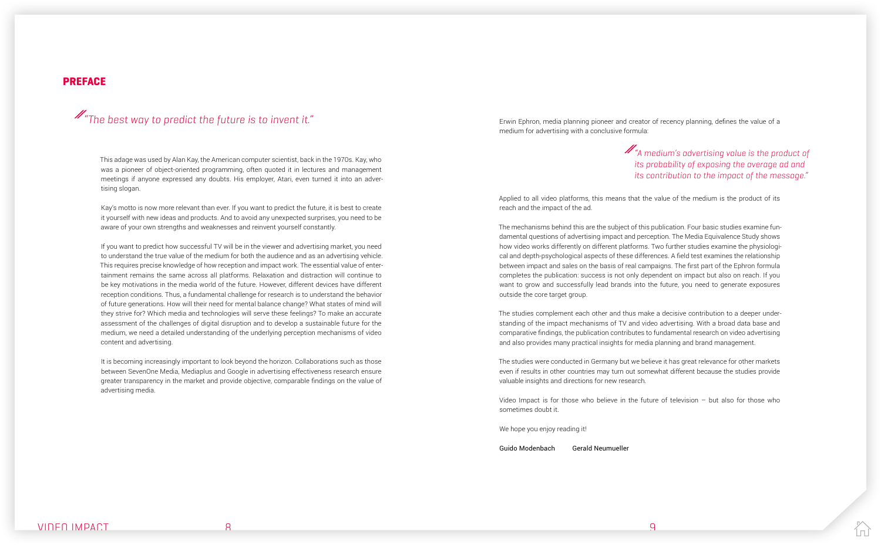# PREFACE

*"The best way to predict the future is to invent it."*

This adage was used by Alan Kay, the American computer scientist, back in the 1970s. Kay, who was a pioneer of object-oriented programming, often quoted it in lectures and management meetings if anyone expressed any doubts. His employer, Atari, even turned it into an advertising slogan.

Kay's motto is now more relevant than ever. If you want to predict the future, it is best to create it yourself with new ideas and products. And to avoid any unexpected surprises, you need to be aware of your own strengths and weaknesses and reinvent yourself constantly.

If you want to predict how successful TV will be in the viewer and advertising market, you need to understand the true value of the medium for both the audience and as an advertising vehicle. This requires precise knowledge of how reception and impact work. The essential value of entertainment remains the same across all platforms. Relaxation and distraction will continue to be key motivations in the media world of the future. However, different devices have different reception conditions. Thus, a fundamental challenge for research is to understand the behavior of future generations. How will their need for mental balance change? What states of mind will they strive for? Which media and technologies will serve these feelings? To make an accurate assessment of the challenges of digital disruption and to develop a sustainable future for the medium, we need a detailed understanding of the underlying perception mechanisms of video content and advertising.

It is becoming increasingly important to look beyond the horizon. Collaborations such as those between SevenOne Media, Mediaplus and Google in advertising effectiveness research ensure greater transparency in the market and provide objective, comparable findings on the value of advertising media.

Erwin Ephron, media planning pioneer and creator of recency planning, defines the value of a medium for advertising with a conclusive formula:

*"A medium's advertising value is the product of its probability of exposing the average ad and its contribution to the impact of the message."*

Applied to all video platforms, this means that the value of the medium is the product of its reach and the impact of the ad.

The mechanisms behind this are the subject of this publication. Four basic studies examine fundamental questions of advertising impact and perception. The Media Equivalence Study shows how video works differently on different platforms. Two further studies examine the physiological and depth-psychological aspects of these differences. A field test examines the relationship between impact and sales on the basis of real campaigns. The first part of the Ephron formula completes the publication: success is not only dependent on impact but also on reach. If you want to grow and successfully lead brands into the future, you need to generate exposures outside the core target group.

The studies complement each other and thus make a decisive contribution to a deeper understanding of the impact mechanisms of TV and video advertising. With a broad data base and comparative findings, the publication contributes to fundamental research on video advertising and also provides many practical insights for media planning and brand management.

The studies were conducted in Germany but we believe it has great relevance for other markets even if results in other countries may turn out somewhat different because the studies provide valuable insights and directions for new research.

Video Impact is for those who believe in the future of television – but also for those who sometimes doubt it.

We hope you enjoy reading it!

Guido Modenbach    Gerald Neumueller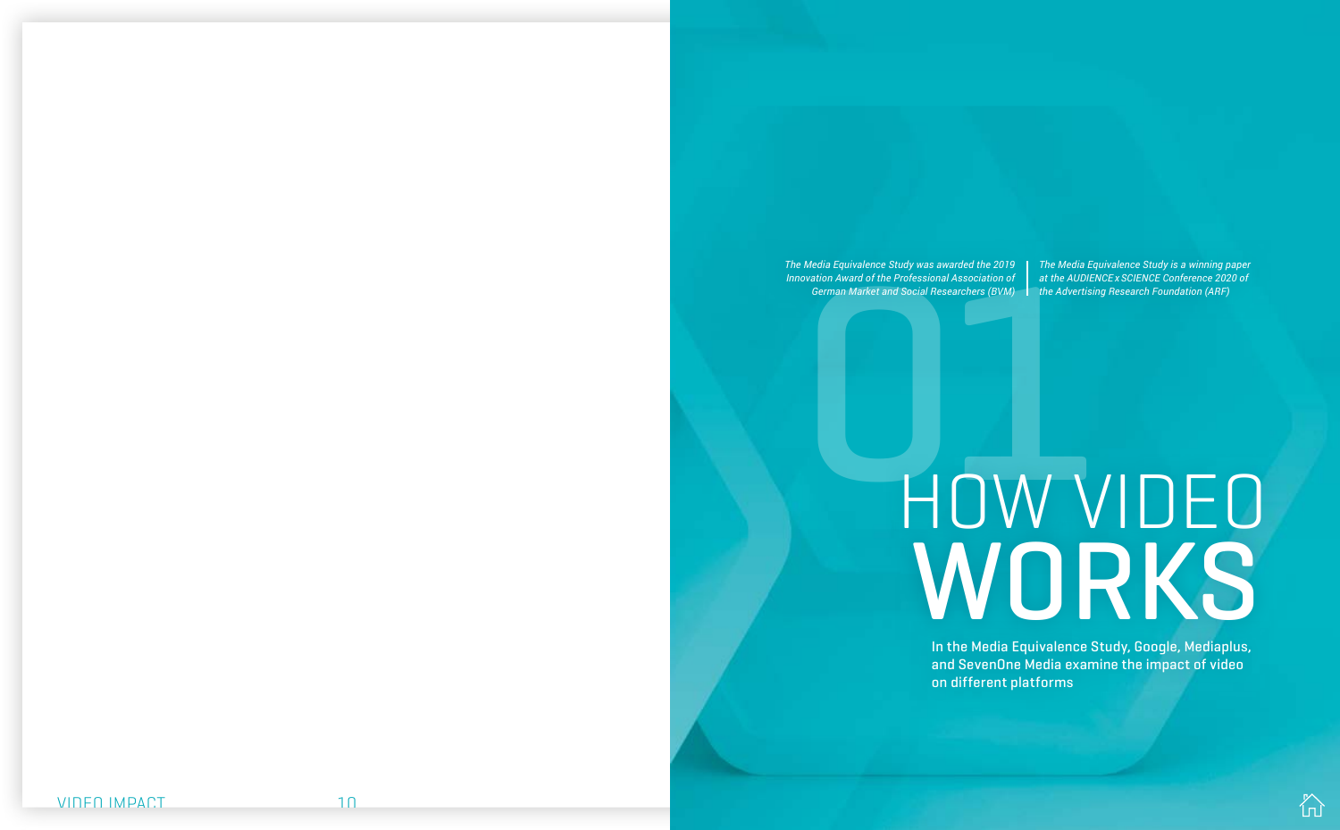*The Media Equivalence Study was awarded the 2019 Innovation Award of the Professional Association of German Market and Social Researchers (BVM)*

*The Media Equivalence Study is a winning paper at the AUDIENCE x SCIENCE Conference 2020 of the Advertising Research Foundation (ARF)*

01

# HOW VIDEO WORKS

In the Media Equivalence Study, Google, Mediaplus, and SevenOne Media examine the impact of video on different platforms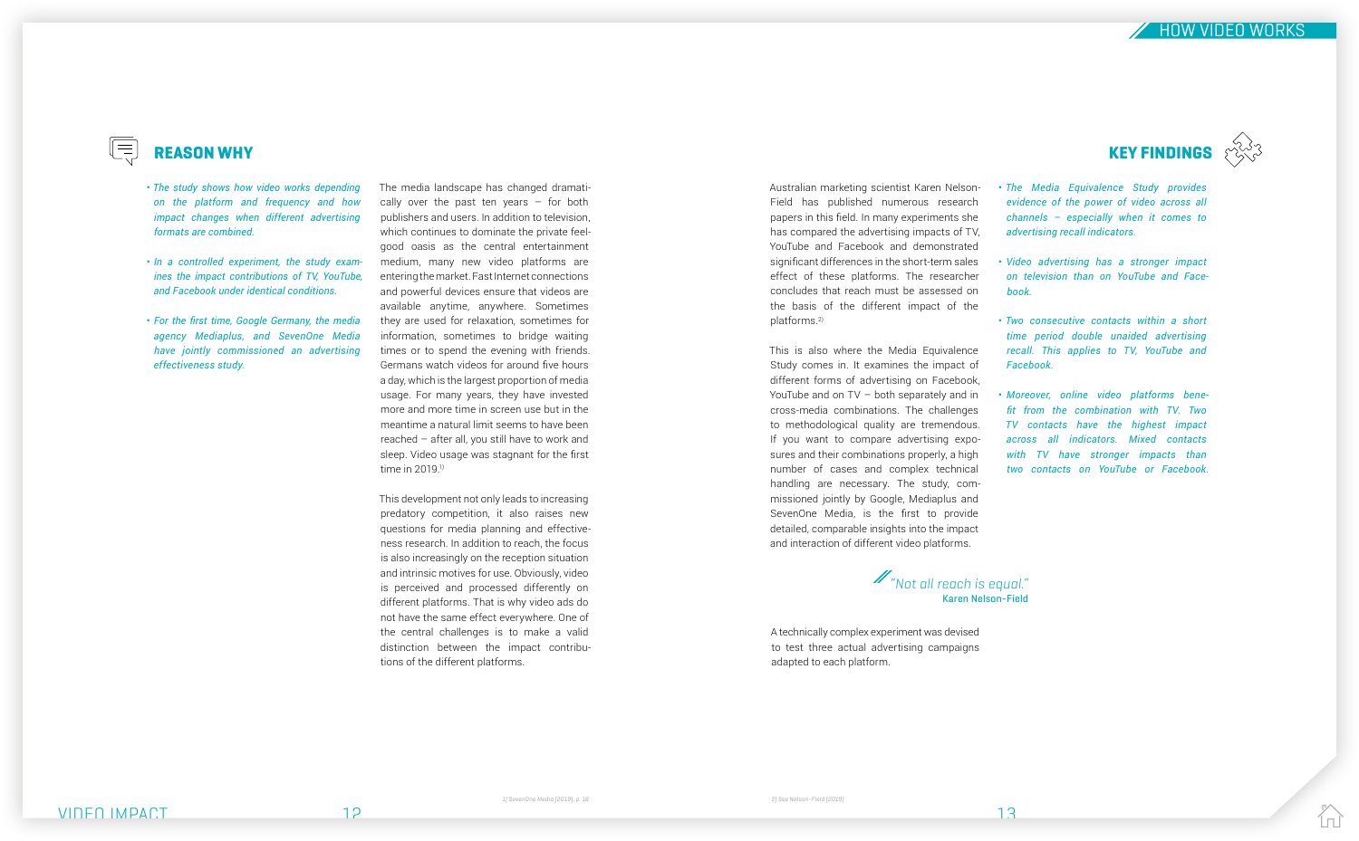## REASON WHY

- *The study shows how video works depending on the platform and frequency and how impact changes when different advertising formats are combined.*
- *In a controlled experiment, the study examines the impact contributions of TV, YouTube, and Facebook under identical conditions.*
- *For the first time, Google Germany, the media agency Mediaplus, and SevenOne Media have jointly commissioned an advertising effectiveness study.*

The media landscape has changed dramatically over the past ten years – for both publishers and users. In addition to television, which continues to dominate the private feel-good oasis as the central entertainment medium, many new video platforms are entering the market. Fast Internet connections and powerful devices ensure that videos are available anytime, anywhere. Sometimes they are used for relaxation, sometimes for information, sometimes to bridge waiting times or to spend the evening with friends. Germans watch videos for around five hours a day, which is the largest proportion of media usage. For many years, they have invested more and more time in screen use but in the meantime a natural limit seems to have been reached – after all, you still have to work and sleep. Video usage was stagnant for the first time in 2019.[1]

This development not only leads to increasing predatory competition, it also raises new questions for media planning and effectiveness research. In addition to reach, the focus is also increasingly on the reception situation and intrinsic motives for use. Obviously, video is perceived and processed differently on different platforms. That is why video ads do not have the same effect everywhere. One of the central challenges is to make a valid distinction between the impact contributions of the different platforms.

1) SevenOne Media [2019], p. 18

Australian marketing scientist Karen Nelson-Field has published numerous research papers in this field. In many experiments she has compared the advertising impacts of TV, YouTube and Facebook and demonstrated significant differences in the short-term sales effect of these platforms. The researcher concludes that reach must be assessed on the basis of the different impact of the platforms.[2]

This is also where the Media Equivalence Study comes in. It examines the impact of different forms of advertising on Facebook, YouTube and on TV – both separately and in cross-media combinations. The challenges to methodological quality are tremendous. If you want to compare advertising exposures and their combinations properly, a high number of cases and complex technical handling are necessary. The study, commissioned jointly by Google, Mediaplus and SevenOne Media, is the first to provide detailed, comparable insights into the impact and interaction of different video platforms.

> "Not all reach is equal."
> Karen Nelson-Field

A technically complex experiment was devised to test three actual advertising campaigns adapted to each platform.

2) See Nelson-Field [2019]

## KEY FINDINGS

- *The Media Equivalence Study provides evidence of the power of video across all channels – especially when it comes to advertising recall indicators.*
- *Video advertising has a stronger impact on television than on YouTube and Facebook.*
- *Two consecutive contacts within a short time period double unaided advertising recall. This applies to TV, YouTube and Facebook.*
- *Moreover, online video platforms benefit from the combination with TV. Two TV contacts have the highest impact across all indicators. Mixed contacts with TV have stronger impacts than two contacts on YouTube or Facebook.*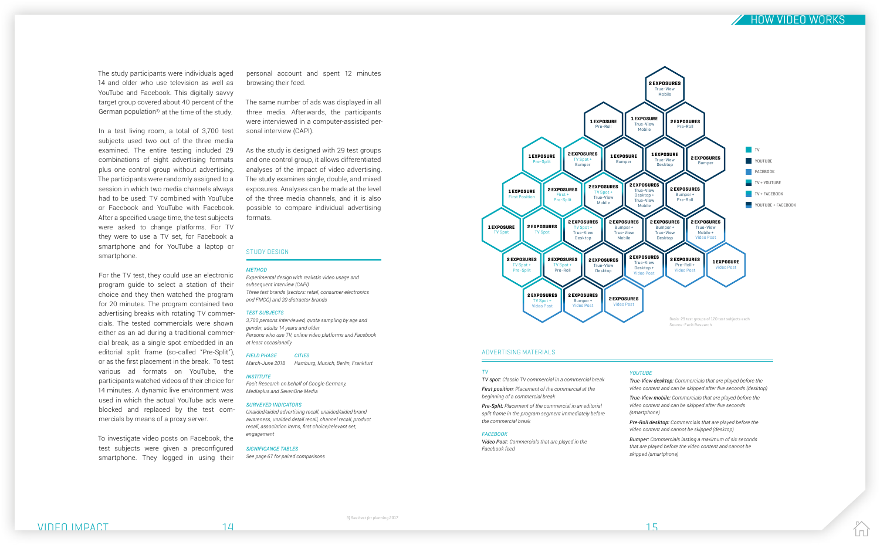The study participants were individuals aged 14 and older who use television as well as YouTube and Facebook. This digitally savvy target group covered about 40 percent of the German population[3] at the time of the study.

In a test living room, a total of 3,700 test subjects used two out of the three media examined. The entire testing included 29 combinations of eight advertising formats plus one control group without advertising. The participants were randomly assigned to a session in which two media channels always had to be used: TV combined with YouTube or Facebook and YouTube with Facebook. After a specified usage time, the test subjects were asked to change platforms. For TV they were to use a TV set, for Facebook a smartphone and for YouTube a laptop or smartphone.

For the TV test, they could use an electronic program guide to select a station of their choice and they then watched the program for 20 minutes. The program contained two advertising breaks with rotating TV commercials. The tested commercials were shown either as an ad during a traditional commercial break, as a single spot embedded in an editorial split frame (so-called "Pre-Split"), or as the first placement in the break. To test various ad formats on YouTube, the participants watched videos of their choice for 14 minutes. A dynamic live environment was used in which the actual YouTube ads were blocked and replaced by the test commercials by means of a proxy server.

To investigate video posts on Facebook, the test subjects were given a preconfigured smartphone. They logged in using their personal account and spent 12 minutes browsing their feed.

The same number of ads was displayed in all three media. Afterwards, the participants were interviewed in a computer-assisted personal interview (CAPI).

As the study is designed with 29 test groups and one control group, it allows differentiated analyses of the impact of video advertising. The study examines single, double, and mixed exposures. Analyses can be made at the level of the three media channels, and it is also possible to compare individual advertising formats.

## STUDY DESIGN

*METHOD*

*Experimental design with realistic video usage and subsequent interview (CAPI)*
*Three test brands (sectors: retail, consumer electronics and FMCG) and 20 distractor brands*

*TEST SUBJECTS*

*3,700 persons interviewed, quota sampling by age and gender, adults 14 years and older*
*Persons who use TV, online video platforms and Facebook at least occasionally*

*FIELD PHASE*

*March-June 2018*

*CITIES*

*Hamburg, Munich, Berlin, Frankfurt*

*INSTITUTE*

*Facit Research on behalf of Google Germany, Mediaplus and SevenOne Media*

*SURVEYED INDICATORS*

*Unaided/aided advertising recall, unaided/aided brand awareness, unaided detail recall, channel recall, product recall, association items, first choice/relevant set, engagement*

*SIGNIFICANCE TABLES*

*See page 67 for paired comparisons*

Legend: TV · YOUTUBE · FACEBOOK · TV + YOUTUBE · TV + FACEBOOK · YOUTUBE + FACEBOOK

- 2 EXPOSURES True-View Mobile
- 1 EXPOSURE Pre-Roll
- 1 EXPOSURE True-View Mobile
- 2 EXPOSURES Pre-Roll
- 1 EXPOSURE Pre-Split
- 2 EXPOSURES TV Spot + Bumper
- 1 EXPOSURE Bumper
- 1 EXPOSURE True-View Desktop
- 2 EXPOSURES Bumper
- 1 EXPOSURE First Position
- 2 EXPOSURES First + Pre-Split
- 2 EXPOSURES TV Spot + True-View Mobile
- 2 EXPOSURES True-View Desktop + True-View Mobile
- 2 EXPOSURES Bumper + Pre-Roll
- 1 EXPOSURE TV Spot
- 2 EXPOSURES TV Spot
- 2 EXPOSURES TV Spot + True-View Desktop
- 2 EXPOSURES Bumper + True-View Mobile
- 2 EXPOSURES Bumper + True-View Desktop
- 2 EXPOSURES True-View Mobile + Video Post
- 2 EXPOSURES TV Spot + Pre-Split
- 2 EXPOSURES TV Spot + Pre-Roll
- 2 EXPOSURES True-View Desktop
- 2 EXPOSURES True-View Desktop + Video Post
- 2 EXPOSURES Pre-Roll + Video Post
- 1 EXPOSURE Video Post
- 2 EXPOSURES TV Spot + Video Post
- 2 EXPOSURES Bumper + Video Post
- 2 EXPOSURES Video Post

Basis: 29 test groups of 120 test subjects each
Source: Facit Research

## ADVERTISING MATERIALS

*TV*

***TV spot:*** *Classic TV commercial in a commercial break*

***First position:*** *Placement of the commercial at the beginning of a commercial break*

***Pre-Split:*** *Placement of the commercial in an editorial split frame in the program segment immediately before the commercial break*

*FACEBOOK*

***Video Post:*** *Commercials that are played in the Facebook feed*

*YOUTUBE*

***True-View desktop:*** *Commercials that are played before the video content and can be skipped after five seconds (desktop)*

***True-View mobile:*** *Commercials that are played before the video content and can be skipped after five seconds (smartphone)*

***Pre-Roll desktop:*** *Commercials that are played before the video content and cannot be skipped (desktop)*

***Bumper:*** *Commercials lasting a maximum of six seconds that are played before the video content and cannot be skipped (smartphone)*

[3] See best for planning 2017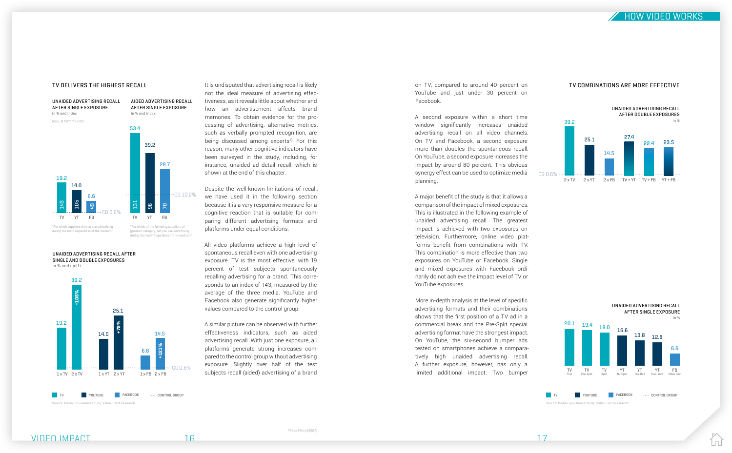## TV DELIVERS THE HIGHEST RECALL

**UNAIDED ADVERTISING RECALL AFTER SINGLE EXPOSURE**
in % and index

Index: Ø TV/YT/FB=100

| | TV | YT | FB |
|---|---|---|---|
| % | 19.2 | 14.0 | 6.6 |
| Index | 143 | 105 | 49 |

CG 0.6%

"For which suppliers did you see advertising during the test? Regardless of the medium."

**AIDED ADVERTISING RECALL AFTER SINGLE EXPOSURE**
in % and index

| | TV | YT | FB |
|---|---|---|---|
| % | 53.4 | 39.2 | 28.7 |
| Index | 131 | 96 | 70 |

CG 10.2%

"For which of the following suppliers of [product category] did you see advertising during the test? Regardless of the medium."

**UNAIDED ADVERTISING RECALL AFTER SINGLE AND DOUBLE EXPOSURES**
in % and uplift

| | 1 x TV | 2 x TV | 1 x YT | 2 x YT | 1 x FB | 2 x FB |
|---|---|---|---|---|---|---|
| % | 19.2 | 39.2 | 14.0 | 25.1 | 6.6 | 14.5 |
| Uplift | | +105% | | +79% | | +121% |

CG 0.6%

TV · YOUTUBE · FACEBOOK · CONTROL GROUP

Source: Media Equivalence Study: Video, Facit Research

It is undisputed that advertising recall is likely not the ideal measure of advertising effectiveness, as it reveals little about whether and how an advertisement affects brand memories. To obtain evidence for the processing of advertising, alternative metrics, such as verbally prompted recognition, are being discussed among experts[4]. For this reason, many other cognitive indicators have been surveyed in the study, including, for instance, unaided ad detail recall, which is shown at the end of this chapter.

Despite the well-known limitations of recall, we have used it in the following section because it is a very responsive measure for a cognitive reaction that is suitable for comparing different advertising formats and platforms under equal conditions.

All video platforms achieve a high level of spontaneous recall even with one advertising exposure. TV is the most effective, with 19 percent of test subjects spontaneously recalling advertising for a brand. This corresponds to an index of 143, measured by the average of the three media. YouTube and Facebook also generate significantly higher values compared to the control group.

A similar picture can be observed with further effectiveness indicators, such as aided advertising recall. With just one exposure, all platforms generate strong increases compared to the control group without advertising exposure. Slightly over half of the test subjects recall (aided) advertising of a brand on TV, compared to around 40 percent on YouTube and just under 30 percent on Facebook.

A second exposure within a short time window significantly increases unaided advertising recall on all video channels. On TV and Facebook, a second exposure more than doubles the spontaneous recall. On YouTube, a second exposure increases the impact by around 80 percent. This obvious synergy effect can be used to optimize media planning.

A major benefit of the study is that it allows a comparison of the impact of mixed exposures. This is illustrated in the following example of unaided advertising recall. The greatest impact is achieved with two exposures on television. Furthermore, online video platforms benefit from combinations with TV. This combination is more effective than two exposures on YouTube or Facebook. Single and mixed exposures with Facebook ordinarily do not achieve the impact level of TV or YouTube exposures.

More in-depth analysis at the level of specific advertising formats and their combinations shows that the first position of a TV ad in a commercial break and the Pre-Split special advertising format have the strongest impact. On YouTube, the six-second bumper ads tested on smartphones achieve a comparatively high unaided advertising recall. A further exposure, however, has only a limited additional impact. Two bumper

4) See Sharp (2007)

## TV COMBINATIONS ARE MORE EFFECTIVE

**UNAIDED ADVERTISING RECALL AFTER DOUBLE EXPOSURES**
in %

| 2 x TV | 2 x YT | 2 x FB | TV + YT | TV + FB | YT + FB |
|---|---|---|---|---|---|
| 39.2 | 25.1 | 14.5 | 27.4 | 22.4 | 23.5 |

CG 0.6%

**UNAIDED ADVERTISING RECALL AFTER SINGLE EXPOSURE**
in %

| TV First | TV Pre-Split | TV Spot | YT Bumper | YT Pre-Roll | YT True-View | FB Video Post |
|---|---|---|---|---|---|---|
| 20.1 | 19.4 | 18.0 | 16.6 | 13.8 | 12.8 | 6.6 |

TV · YOUTUBE · FACEBOOK · CONTROL GROUP

Source: Media Equivalence Study: Video, Facit Research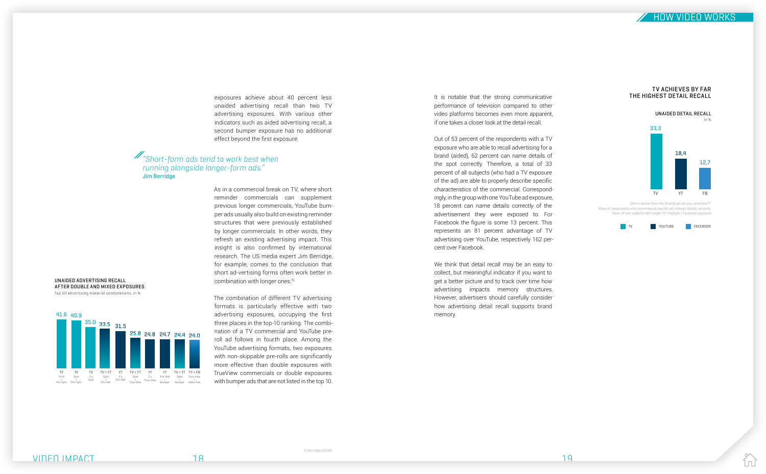exposures achieve about 40 percent less unaided advertising recall than two TV advertising exposures. With various other indicators such as aided advertising recall, a second bumper exposure has no additional effect beyond the first exposure.

> *"Short-form ads tend to work best when running alongside longer-form ads."*
> **Jim Berridge**

As in a commercial break on TV, where short reminder commercials can supplement previous longer commercials, YouTube bumper ads usually also build on existing reminder structures that were previously established by longer commercials. In other words, they refresh an existing advertising impact. This insight is also confirmed by international research. The US media expert Jim Berridge, for example, comes to the conclusion that short ad-vertising forms often work better in combination with longer ones.[5]

The combination of different TV advertising formats is particularly effective with two advertising exposures, occupying the first three places in the top-10 ranking. The combination of a TV commercial and YouTube pre-roll ad follows in fourth place. Among the YouTube advertising formats, two exposures with non-skippable pre-rolls are significantly more effective than double exposures with TrueView commercials or double exposures with bumper ads that are not listed in the top 10.

**UNAIDED ADVERTISING RECALL AFTER DOUBLE AND MIXED EXPOSURES**

Top 10 advertising material combinations; in %

| Combination | Recall |
|---|---|
| TV First + Pre-Split | 41.6 |
| TV Spot + Pre-Split | 40.9 |
| TV 2 x Spot | 35.0 |
| TV + YT Spot + Pre-Roll | 33.5 |
| YT 2 x Pre-Roll | 31.5 |
| TV + YT Spot + True-View | 25.8 |
| YT 2 x True-View | 24.8 |
| YT Pre-Roll + Bumper | 24.7 |
| TV + YT Spot + Bumper | 24.4 |
| YT + FB True-View + Video Post | 24.0 |

It is notable that the strong communicative performance of television compared to other video platforms becomes even more apparent, if one takes a closer look at the detail recall.

Out of 53 percent of the respondents with a TV exposure who are able to recall advertising for a brand (aided), 62 percent can name details of the spot correctly. Therefore, a total of 33 percent of all subjects (who had a TV exposure of the ad) are able to properly describe specific characteristics of the commercial. Correspondingly, in the group with one YouTube ad exposure, 18 percent can name details correctly of the advertisement they were exposed to. For Facebook the figure is some 13 percent. This represents an 81 percent advantage of TV advertising over YouTube, respectively 162 percent over Facebook.

We think that detail recall may be an easy to collect, but meaningful indicator if you want to get a better picture and to track over time how advertising impacts memory structures. However, advertisers should carefully consider how advertising detail recall supports brand memory.

**TV ACHIEVES BY FAR THE HIGHEST DETAIL RECALL**

**UNAIDED DETAIL RECALL**

in %

| | Unaided detail recall |
|---|---|
| TV | 33,3 |
| YT | 18,4 |
| FB | 12,7 |

„Which details from the [brand] ad can you remember?"
Share of respondents who remembered specific ad-relevant details correctly.
Base: all test subjects with single TV / YouTube / Facebook exposure

TV · YOUTUBE · FACEBOOK

5) Berridge (2018)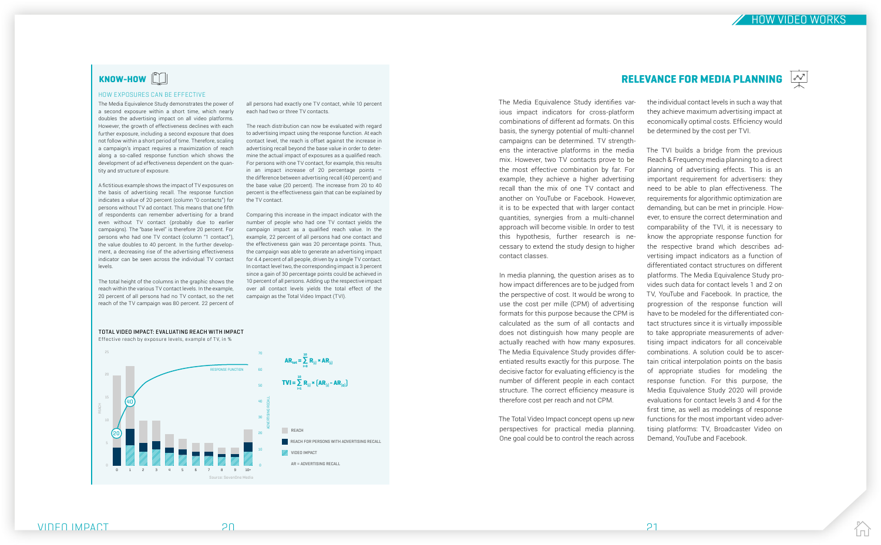## KNOW-HOW

### HOW EXPOSURES CAN BE EFFECTIVE

The Media Equivalence Study demonstrates the power of a second exposure within a short time, which nearly doubles the advertising impact on all video platforms. However, the growth of effectiveness declines with each further exposure, including a second exposure that does not follow within a short period of time. Therefore, scaling a campaign's impact requires a maximization of reach along a so-called response function which shows the development of ad effectiveness dependent on the quantity and structure of exposure.

A fictitious example shows the impact of TV exposures on the basis of advertising recall. The response function indicates a value of 20 percent (column "0 contacts") for persons without TV ad contact. This means that one fifth of respondents can remember advertising for a brand even without TV contact (probably due to earlier campaigns). The "base level" is therefore 20 percent. For persons who had one TV contact (column "1 contact"), the value doubles to 40 percent. In the further development, a decreasing rise of the advertising effectiveness indicator can be seen across the individual TV contact levels.

The total height of the columns in the graphic shows the reach within the various TV contact levels. In the example, 20 percent of all persons had no TV contact, so the net reach of the TV campaign was 80 percent. 22 percent of all persons had exactly one TV contact, while 10 percent each had two or three TV contacts.

The reach distribution can now be evaluated with regard to advertising impact using the response function. At each contact level, the reach is offset against the increase in advertising recall beyond the base value in order to determine the actual impact of exposures as a qualified reach. For persons with one TV contact, for example, this results in an impact increase of 20 percentage points – the difference between advertising recall (40 percent) and the base value (20 percent). The increase from 20 to 40 percent is the effectiveness gain that can be explained by the TV contact.

Comparing this increase in the impact indicator with the number of people who had one TV contact yields the campaign impact as a qualified reach value. In the example, 22 percent of all persons had one contact and the effectiveness gain was 20 percentage points. Thus, the campaign was able to generate an advertising impact for 4.4 percent of all people, driven by a single TV contact. In contact level two, the corresponding impact is 3 percent since a gain of 30 percentage points could be achieved in 10 percent of all persons. Adding up the respective impact over all contact levels yields the total effect of the campaign as the Total Video Impact (TVI).

**TOTAL VIDEO IMPACT: EVALUATING REACH WITH IMPACT**

Effective reach by exposure levels, example of TV, in %

$$AR_{tot} = \sum_{i=0}^{10} R_{(i)} \times AR_{(i)}$$

$$TVI = \sum_{i=1}^{10} R_{(i)} \times (AR_{(i)} - AR_{(0)})$$

Legend: REACH; REACH FOR PERSONS WITH ADVERTISING RECALL; VIDEO IMPACT; AR = ADVERTISING RECALL

Source: SevenOne Media

## RELEVANCE FOR MEDIA PLANNING

The Media Equivalence Study identifies various impact indicators for cross-platform combinations of different ad formats. On this basis, the synergy potential of multi-channel campaigns can be determined. TV strengthens the interactive platforms in the media mix. However, two TV contacts prove to be the most effective combination by far. For example, they achieve a higher advertising recall than the mix of one TV contact and another on YouTube or Facebook. However, it is to be expected that with larger contact quantities, synergies from a multi-channel approach will become visible. In order to test this hypothesis, further research is necessary to extend the study design to higher contact classes.

In media planning, the question arises as to how impact differences are to be judged from the perspective of cost. It would be wrong to use the cost per mille (CPM) of advertising formats for this purpose because the CPM is calculated as the sum of all contacts and does not distinguish how many people are actually reached with how many exposures. The Media Equivalence Study provides differentiated results exactly for this purpose. The decisive factor for evaluating efficiency is the number of different people in each contact structure. The correct efficiency measure is therefore cost per reach and not CPM.

The Total Video Impact concept opens up new perspectives for practical media planning. One goal could be to control the reach across the individual contact levels in such a way that they achieve maximum advertising impact at economically optimal costs. Efficiency would be determined by the cost per TVI.

The TVI builds a bridge from the previous Reach & Frequency media planning to a direct planning of advertising effects. This is an important requirement for advertisers: they need to be able to plan effectiveness. The requirements for algorithmic optimization are demanding, but can be met in principle. However, to ensure the correct determination and comparability of the TVI, it is necessary to know the appropriate response function for the respective brand which describes advertising impact indicators as a function of differentiated contact structures on different platforms. The Media Equivalence Study provides such data for contact levels 1 and 2 on TV, YouTube and Facebook. In practice, the progression of the response function will have to be modeled for the differentiated contact structures since it is virtually impossible to take appropriate measurements of advertising impact indicators for all conceivable combinations. A solution could be to ascertain critical interpolation points on the basis of appropriate studies for modeling the response function. For this purpose, the Media Equivalence Study 2020 will provide evaluations for contact levels 3 and 4 for the first time, as well as modelings of response functions for the most important video advertising platforms: TV, Broadcaster Video on Demand, YouTube and Facebook.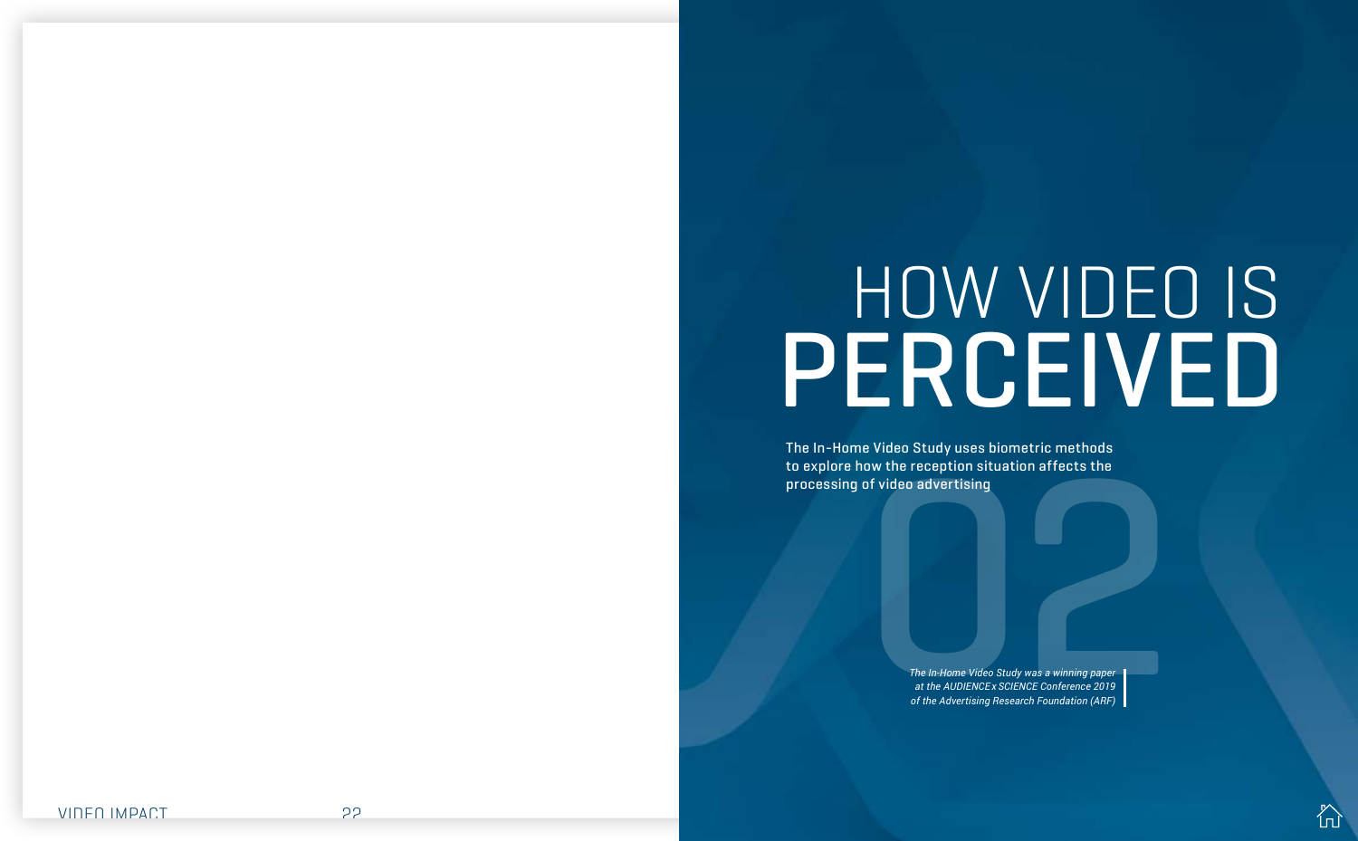# HOW VIDEO IS PERCEIVED

The In-Home Video Study uses biometric methods to explore how the reception situation affects the processing of video advertising

02

*The In-Home Video Study was a winning paper at the AUDIENCExSCIENCE Conference 2019 of the Advertising Research Foundation (ARF)*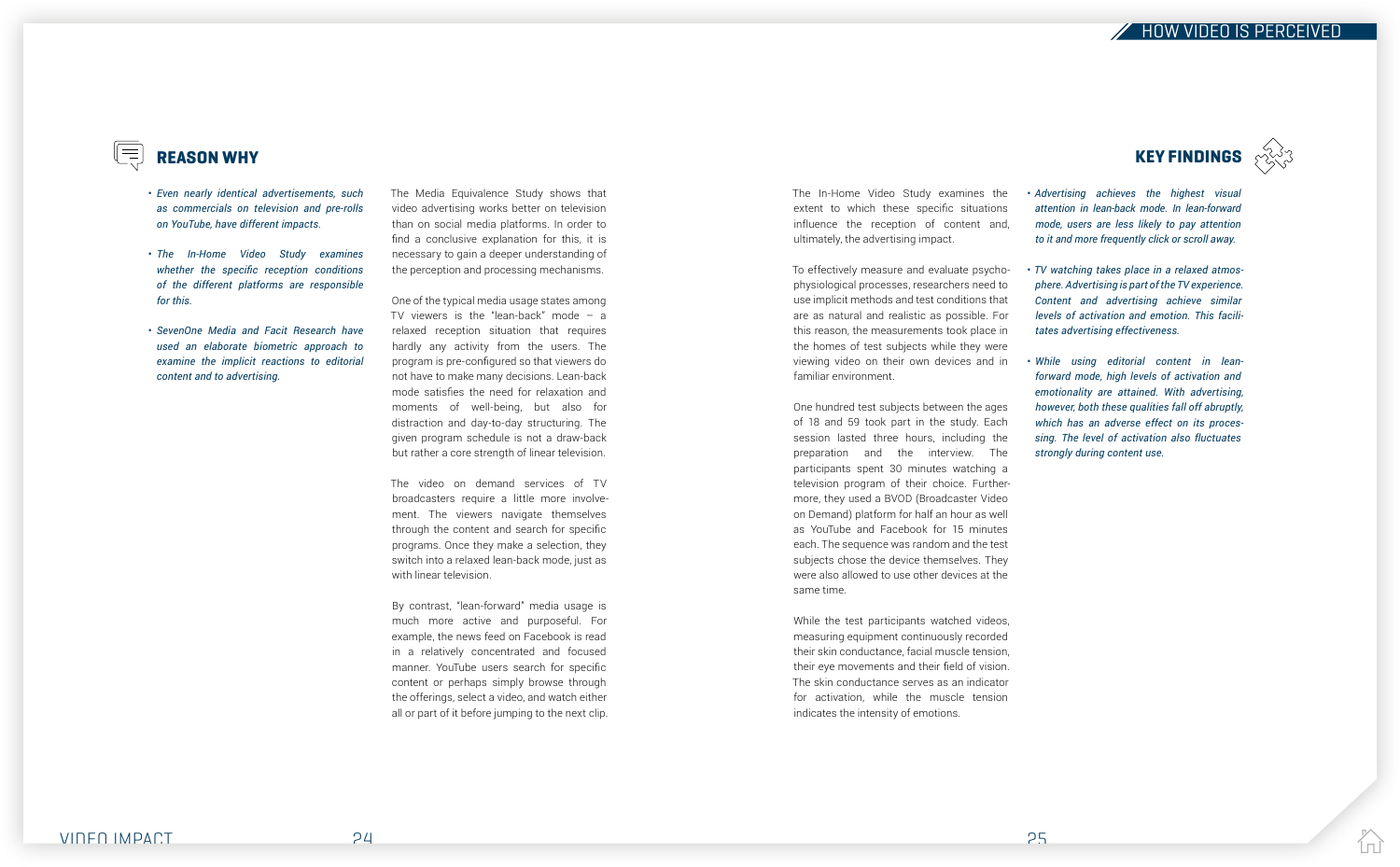## REASON WHY

- *Even nearly identical advertisements, such as commercials on television and pre-rolls on YouTube, have different impacts.*
- *The In-Home Video Study examines whether the specific reception conditions of the different platforms are responsible for this.*
- *SevenOne Media and Facit Research have used an elaborate biometric approach to examine the implicit reactions to editorial content and to advertising.*

The Media Equivalence Study shows that video advertising works better on television than on social media platforms. In order to find a conclusive explanation for this, it is necessary to gain a deeper understanding of the perception and processing mechanisms.

One of the typical media usage states among TV viewers is the "lean-back" mode – a relaxed reception situation that requires hardly any activity from the users. The program is pre-configured so that viewers do not have to make many decisions. Lean-back mode satisfies the need for relaxation and moments of well-being, but also for distraction and day-to-day structuring. The given program schedule is not a draw-back but rather a core strength of linear television.

The video on demand services of TV broadcasters require a little more involvement. The viewers navigate themselves through the content and search for specific programs. Once they make a selection, they switch into a relaxed lean-back mode, just as with linear television.

By contrast, "lean-forward" media usage is much more active and purposeful. For example, the news feed on Facebook is read in a relatively concentrated and focused manner. YouTube users search for specific content or perhaps simply browse through the offerings, select a video, and watch either all or part of it before jumping to the next clip.

The In-Home Video Study examines the extent to which these specific situations influence the reception of content and, ultimately, the advertising impact.

To effectively measure and evaluate psychophysiological processes, researchers need to use implicit methods and test conditions that are as natural and realistic as possible. For this reason, the measurements took place in the homes of test subjects while they were viewing video on their own devices and in familiar environment.

One hundred test subjects between the ages of 18 and 59 took part in the study. Each session lasted three hours, including the preparation and the interview. The participants spent 30 minutes watching a television program of their choice. Furthermore, they used a BVOD (Broadcaster Video on Demand) platform for half an hour as well as YouTube and Facebook for 15 minutes each. The sequence was random and the test subjects chose the device themselves. They were also allowed to use other devices at the same time.

While the test participants watched videos, measuring equipment continuously recorded their skin conductance, facial muscle tension, their eye movements and their field of vision. The skin conductance serves as an indicator for activation, while the muscle tension indicates the intensity of emotions.

## KEY FINDINGS

- *Advertising achieves the highest visual attention in lean-back mode. In lean-forward mode, users are less likely to pay attention to it and more frequently click or scroll away.*
- *TV watching takes place in a relaxed atmosphere. Advertising is part of the TV experience. Content and advertising achieve similar levels of activation and emotion. This facilitates advertising effectiveness.*
- *While using editorial content in lean-forward mode, high levels of activation and emotionality are attained. With advertising, however, both these qualities fall off abruptly, which has an adverse effect on its processing. The level of activation also fluctuates strongly during content use.*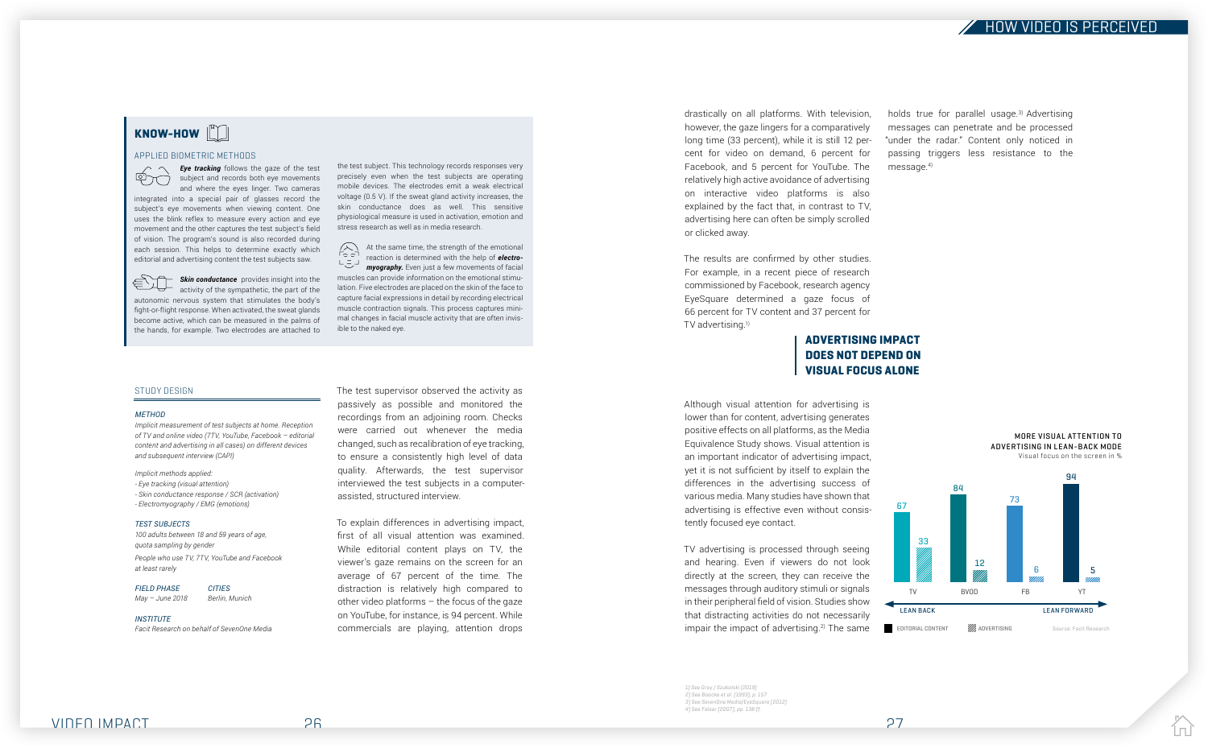## KNOW-HOW

### APPLIED BIOMETRIC METHODS

***Eye tracking*** follows the gaze of the test subject and records both eye movements and where the eyes linger. Two cameras integrated into a special pair of glasses record the subject's eye movements when viewing content. One uses the blink reflex to measure every action and eye movement and the other captures the test subject's field of vision. The program's sound is also recorded during each session. This helps to determine exactly which editorial and advertising content the test subjects saw.

***Skin conductance*** provides insight into the activity of the sympathetic, the part of the autonomic nervous system that stimulates the body's fight-or-flight response. When activated, the sweat glands become active, which can be measured in the palms of the hands, for example. Two electrodes are attached to the test subject. This technology records responses very precisely even when the test subjects are operating mobile devices. The electrodes emit a weak electrical voltage (0.5 V). If the sweat gland activity increases, the skin conductance does as well. This sensitive physiological measure is used in activation, emotion and stress research as well as in media research.

At the same time, the strength of the emotional reaction is determined with the help of ***electromyography.*** Even just a few movements of facial muscles can provide information on the emotional stimulation. Five electrodes are placed on the skin of the face to capture facial expressions in detail by recording electrical muscle contraction signals. This process captures minimal changes in facial muscle activity that are often invisible to the naked eye.

### STUDY DESIGN

*METHOD*

*Implicit measurement of test subjects at home. Reception of TV and online video (7TV, YouTube, Facebook – editorial content and advertising in all cases) on different devices and subsequent interview (CAPI)*

*Implicit methods applied:*
*- Eye tracking (visual attention)*
*- Skin conductance response / SCR (activation)*
*- Electromyography / EMG (emotions)*

*TEST SUBJECTS*

*100 adults between 18 and 59 years of age, quota sampling by gender*

*People who use TV, 7TV, YouTube and Facebook at least rarely*

*FIELD PHASE*
*May – June 2018*

*CITIES*
*Berlin, Munich*

*INSTITUTE*
*Facit Research on behalf of SevenOne Media*

The test supervisor observed the activity as passively as possible and monitored the recordings from an adjoining room. Checks were carried out whenever the media changed, such as recalibration of eye tracking, to ensure a consistently high level of data quality. Afterwards, the test supervisor interviewed the test subjects in a computer-assisted, structured interview.

To explain differences in advertising impact, first of all visual attention was examined. While editorial content plays on TV, the viewer's gaze remains on the screen for an average of 67 percent of the time. The distraction is relatively high compared to other video platforms – the focus of the gaze on YouTube, for instance, is 94 percent. While commercials are playing, attention drops drastically on all platforms. With television, however, the gaze lingers for a comparatively long time (33 percent), while it is still 12 percent for video on demand, 6 percent for Facebook, and 5 percent for YouTube. The relatively high active avoidance of advertising on interactive video platforms is also explained by the fact that, in contrast to TV, advertising here can often be simply scrolled or clicked away.

The results are confirmed by other studies. For example, in a recent piece of research commissioned by Facebook, research agency EyeSquare determined a gaze focus of 66 percent for TV content and 37 percent for TV advertising.[1]

## ADVERTISING IMPACT DOES NOT DEPEND ON VISUAL FOCUS ALONE

Although visual attention for advertising is lower than for content, advertising generates positive effects on all platforms, as the Media Equivalence Study shows. Visual attention is an important indicator of advertising impact, yet it is not sufficient by itself to explain the differences in the advertising success of various media. Many studies have shown that advertising is effective even without consistently focused eye contact.

TV advertising is processed through seeing and hearing. Even if viewers do not look directly at the screen, they can receive the messages through auditory stimuli or signals in their peripheral field of vision. Studies show that distracting activities do not necessarily impair the impact of advertising.[2] The same holds true for parallel usage.[3] Advertising messages can penetrate and be processed "under the radar." Content only noticed in passing triggers less resistance to the message.[4]

**MORE VISUAL ATTENTION TO ADVERTISING IN LEAN-BACK MODE**
Visual focus on the screen in %

| | TV | BVOD | FB | YT |
|---|---|---|---|---|
| Editorial content | 67 | 84 | 73 | 94 |
| Advertising | 33 | 12 | 6 | 5 |

LEAN BACK ← → LEAN FORWARD

Source: Facit Research

1) See Gray / Szukalski (2019)
2) See Boecke et al. (1993), p. 157
3) See SevenOne Media/EyeSquare (2012)
4) See Felser (2007), pp. 138 ff.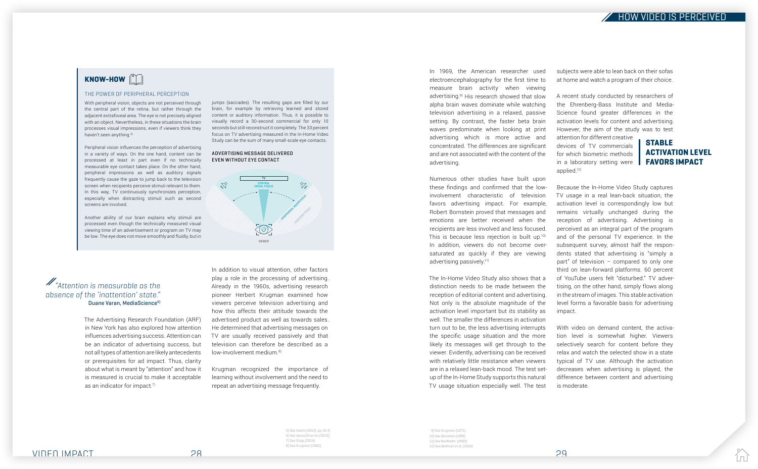## KNOW-HOW

### THE POWER OF PERIPHERAL PERCEPTION

With peripheral vision, objects are not perceived through the central part of the retina, but rather through the adjacent extrafoveal area. The eye is not precisely aligned with an object. Nevertheless, in these situations the brain processes visual impressions, even if viewers think they haven't seen anything.[5]

Peripheral vision influences the perception of advertising in a variety of ways. On the one hand, content can be processed at least in part even if no technically measurable eye contact takes place. On the other hand, peripheral impressions as well as auditory signals frequently cause the gaze to jump back to the television screen when recipients perceive stimuli relevant to them. In this way, TV continuously synchronizes perception, especially when distracting stimuli such as second screens are involved.

Another ability of our brain explains why stimuli are processed even though the technically measured visual viewing time of an advertisement or program on TV may be low. The eye does not move smoothly and fluidly, but in jumps (saccades). The resulting gaps are filled by our brain, for example by retrieving learned and stored content or auditory information. Thus, it is possible to visually record a 30-second commercial for only 10 seconds but still reconstruct it completely. The 33 percent focus on TV advertising measured in the In-Home Video Study can be the sum of many small-scale eye contacts.

**ADVERTISING MESSAGE DELIVERED EVEN WITHOUT EYE CONTACT**

TV — CENTRAL VISUAL FOCUS — PERIPHERAL VISION FIELD — AUDITORY FIELD — VIEWER

*"Attention is measurable as the absence of the 'inattention' state."*
**Duane Varan, MediaScience**[6]

The Advertising Research Foundation (ARF) in New York has also explored how attention influences advertising success. Attention can be an indicator of advertising success, but not all types of attention are likely antecedents or prerequisites for ad impact. Thus, clarity about what is meant by "attention" and how it is measured is crucial to make it acceptable as an indicator for impact.[7]

In addition to visual attention, other factors play a role in the processing of advertising. Already in the 1960s, advertising research pioneer Herbert Krugman examined how viewers perceive television advertising and how this affects their attitude towards the advertised product as well as towards sales. He determined that advertising messages on TV are usually received passively and that television can therefore be described as a low-involvement medium.[8]

Krugman recognized the importance of learning without involvement and the need to repeat an advertising message frequently.

In 1969, the American researcher used electroencephalography for the first time to measure brain activity when viewing advertising.[9] His research showed that slow alpha brain waves dominate while watching television advertising in a relaxed, passive setting. By contrast, the faster beta brain waves predominate when looking at print advertising which is more active and concentrated. The differences are significant and confirmed that the low-involvement characteristic of television favors advertising impact. For example, Robert Bornstein proved that messages and emotions are better received when the recipients are less involved and less focused. This is because less rejection is built up.[10] In addition, viewers do not become over-saturated as quickly if they are viewing advertising passively.[11]

The In-Home Video Study also shows that a distinction needs to be made between the reception of editorial content and advertising. Not only is the absolute magnitude of the activation level important but its stability as well. The smaller the differences in activation turn out to be, the less advertising interrupts the specific usage situation and the more likely its messages will get through to the viewer. Evidently, advertising can be received with relatively little resistance when viewers are in a relaxed lean-back mood. The test set-up of the In-Home Study supports this natural TV usage situation especially well. The test subjects were able to lean back on their sofas at home and watch a program of their choice.

A recent study conducted by researchers of the Ehrenberg-Bass Institute and Media-Science found greater differences in the activation levels for content and advertising. However, the aim of the study was to test attention for different creative devices of TV commercials for which biometric methods in a laboratory setting were applied.[12]

**STABLE ACTIVATION LEVEL FAVORS IMPACT**

Because the In-Home Video Study captures TV usage in a real lean-back situation, the activation level is correspondingly low but remains virtually unchanged during the reception of advertising. Advertising is perceived as an integral part of the program and of the personal TV experience. In the subsequent survey, almost half the respondents stated that advertising is "simply a part" of television – compared to only one third on lean-forward platforms. 60 percent of YouTube users felt "disturbed." TV advertising, on the other hand, simply flows along in the stream of images. This stable activation level forms a favorable basis for advertising impact.

With video on demand content, the activation level is somewhat higher. Viewers selectively search for content before they relax and watch the selected show in a state typical of TV use. Although the activation decreases when advertising is played, the difference between content and advertising is moderate.

---

5) See Heath (2012), pp. 83 ff.
6) See Varan/Charron (2019)
7) See Stipp (2019)
8) See Krugman (1965)
9) See Krugman (1971)
10) See Bornstein (1989)
11) See Nordhielm (2002)
12) See Bellman et al. (2019)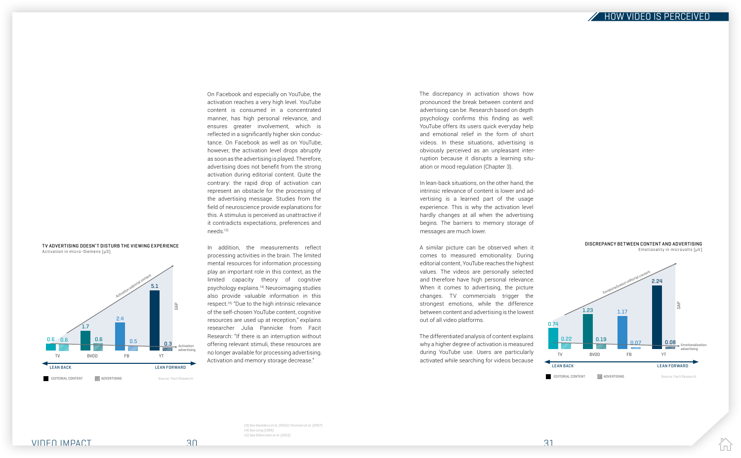On Facebook and especially on YouTube, the activation reaches a very high level. YouTube content is consumed in a concentrated manner, has high personal relevance, and ensures greater involvement, which is reflected in a significantly higher skin conductance. On Facebook as well as on YouTube, however, the activation level drops abruptly as soon as the advertising is played. Therefore, advertising does not benefit from the strong activation during editorial content. Quite the contrary: the rapid drop of activation can represent an obstacle for the processing of the advertising message. Studies from the field of neuroscience provide explanations for this. A stimulus is perceived as unattractive if it contradicts expectations, preferences and needs.[13]

In addition, the measurements reflect processing activities in the brain. The limited mental resources for information processing play an important role in this context, as the limited capacity theory of cognitive psychology explains.[14] Neuroimaging studies also provide valuable information in this respect.[15] "Due to the high intrinsic relevance of the self-chosen YouTube content, cognitive resources are used up at reception," explains researcher Julia Pannicke from Facit Research: "If there is an interruption without offering relevant stimuli, these resources are no longer available for processing advertising. Activation and memory storage decrease."

**TV ADVERTISING DOESN'T DISTURB THE VIEWING EXPERIENCE**
Activation in micro-Siemens [µS]

| | TV | BVOD | FB | YT |
|---|---|---|---|---|
| Editorial content | 0.6 | 1.7 | 2.4 | 5.1 |
| Advertising | 0.6 | 0.6 | 0.5 | 0.3 |

LEAN BACK → LEAN FORWARD

Source: Facit Research

The discrepancy in activation shows how pronounced the break between content and advertising can be. Research based on depth psychology confirms this finding as well: YouTube offers its users quick everyday help and emotional relief in the form of short videos. In these situations, advertising is obviously perceived as an unpleasant interruption because it disrupts a learning situation or mood regulation (Chapter 3).

In lean-back situations, on the other hand, the intrinsic relevance of content is lower and advertising is a learned part of the usage experience. This is why the activation level hardly changes at all when the advertising begins. The barriers to memory storage of messages are much lower.

A similar picture can be observed when it comes to measured emotionality. During editorial content, YouTube reaches the highest values. The videos are personally selected and therefore have high personal relevance. When it comes to advertising, the picture changes. TV commercials trigger the strongest emotions, while the difference between content and advertising is the lowest out of all video platforms.

The differentiated analysis of content explains why a higher degree of activation is measured during YouTube use. Users are particularly activated while searching for videos because

**DISCREPANCY BETWEEN CONTENT AND ADVERTISING**
Emotionality in microvolts [µV]

| | TV | BVOD | FB | YT |
|---|---|---|---|---|
| Editorial content | 0.74 | 1.23 | 1.17 | 2.24 |
| Advertising | 0.22 | 0.19 | 0.07 | 0.08 |

LEAN BACK → LEAN FORWARD

Source: Facit Research

13) See Sweldens et al. (2014) / Knutson et al. (2007)
14) See Lang (1995)
15) See Silberstein et al. (2015)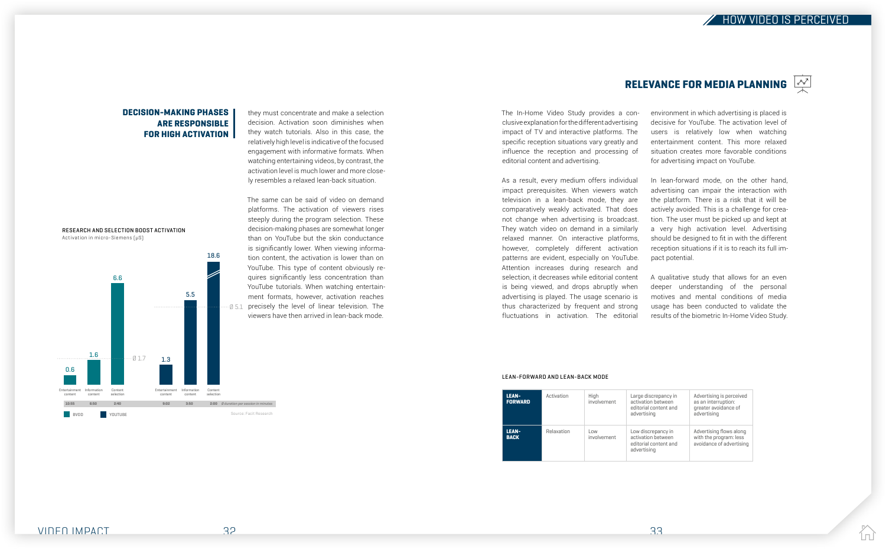## DECISION-MAKING PHASES ARE RESPONSIBLE FOR HIGH ACTIVATION

they must concentrate and make a selection decision. Activation soon diminishes when they watch tutorials. Also in this case, the relatively high level is indicative of the focused engagement with informative formats. When watching entertaining videos, by contrast, the activation level is much lower and more closely resembles a relaxed lean-back situation.

The same can be said of video on demand platforms. The activation of viewers rises steeply during the program selection. These decision-making phases are somewhat longer than on YouTube but the skin conductance is significantly lower. When viewing information content, the activation is lower than on YouTube. This type of content obviously requires significantly less concentration than YouTube tutorials. When watching entertainment formats, however, activation reaches precisely the level of linear television. The viewers have then arrived in lean-back mode.

**RESEARCH AND SELECTION BOOST ACTIVATION**

Activation in micro-Siemens (µS)

| | Entertainment content | Information content | Content selection |
|---|---|---|---|
| BVOD (Ø 1.7) | 0.6 | 1.6 | 6.6 |
| Ø duration per session in minutes | 10:55 | 6:50 | 2:40 |
| YOUTUBE (Ø 5.1) | 1.3 | 5.5 | 18.6 |
| Ø duration per session in minutes | 9:02 | 3:50 | 2:00 |

Source: Facit Research

## RELEVANCE FOR MEDIA PLANNING

The In-Home Video Study provides a conclusive explanation for the different advertising impact of TV and interactive platforms. The specific reception situations vary greatly and influence the reception and processing of editorial content and advertising.

As a result, every medium offers individual impact prerequisites. When viewers watch television in a lean-back mode, they are comparatively weakly activated. That does not change when advertising is broadcast. They watch video on demand in a similarly relaxed manner. On interactive platforms, however, completely different activation patterns are evident, especially on YouTube. Attention increases during research and selection, it decreases while editorial content is being viewed, and drops abruptly when advertising is played. The usage scenario is thus characterized by frequent and strong fluctuations in activation. The editorial environment in which advertising is placed is decisive for YouTube. The activation level of users is relatively low when watching entertainment content. This more relaxed situation creates more favorable conditions for advertising impact on YouTube.

In lean-forward mode, on the other hand, advertising can impair the interaction with the platform. There is a risk that it will be actively avoided. This is a challenge for creation. The user must be picked up and kept at a very high activation level. Advertising should be designed to fit in with the different reception situations if it is to reach its full impact potential.

A qualitative study that allows for an even deeper understanding of the personal motives and mental conditions of media usage has been conducted to validate the results of the biometric In-Home Video Study.

**LEAN-FORWARD AND LEAN-BACK MODE**

| | | | | |
|---|---|---|---|---|
| **LEAN-FORWARD** | Activation | High involvement | Large discrepancy in activation between editorial content and advertising | Advertising is perceived as an interruption: greater avoidance of advertising |
| **LEAN-BACK** | Relaxation | Low involvement | Low discrepancy in activation between editorial content and advertising | Advertising flows along with the program: less avoidance of advertising |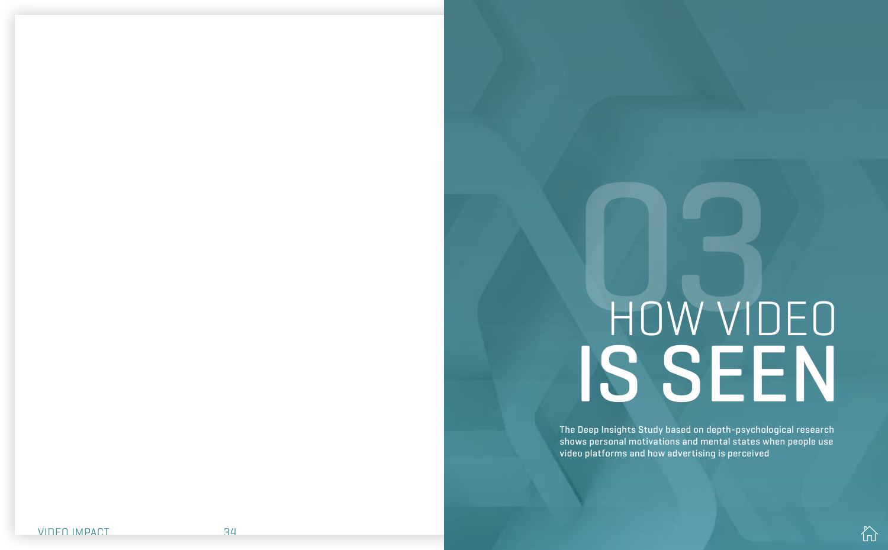# 03 HOW VIDEO IS SEEN

The Deep Insights Study based on depth-psychological research shows personal motivations and mental states when people use video platforms and how advertising is perceived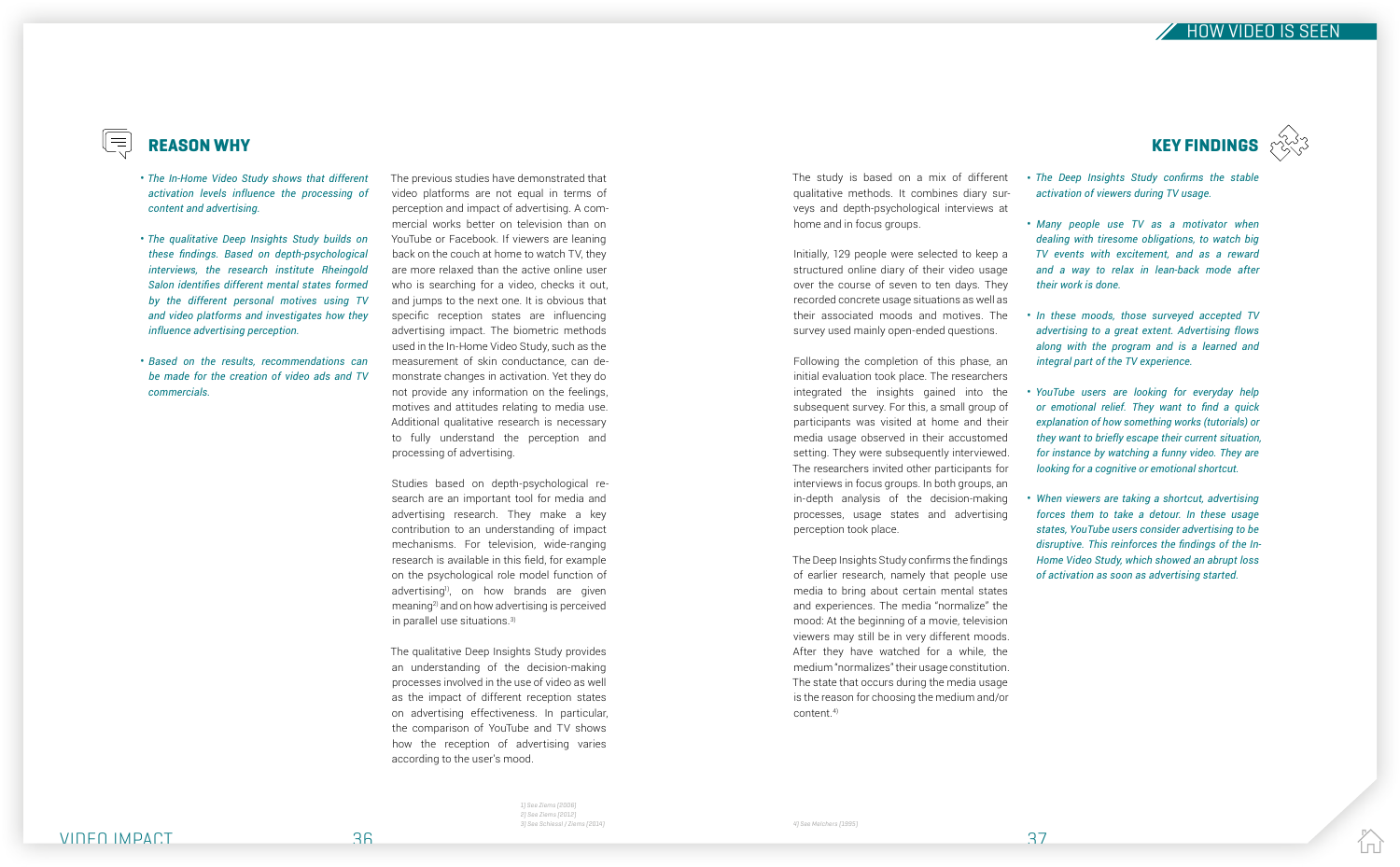## REASON WHY

- *The In-Home Video Study shows that different activation levels influence the processing of content and advertising.*
- *The qualitative Deep Insights Study builds on these findings. Based on depth-psychological interviews, the research institute Rheingold Salon identifies different mental states formed by the different personal motives using TV and video platforms and investigates how they influence advertising perception.*
- *Based on the results, recommendations can be made for the creation of video ads and TV commercials.*

The previous studies have demonstrated that video platforms are not equal in terms of perception and impact of advertising. A commercial works better on television than on YouTube or Facebook. If viewers are leaning back on the couch at home to watch TV, they are more relaxed than the active online user who is searching for a video, checks it out, and jumps to the next one. It is obvious that specific reception states are influencing advertising impact. The biometric methods used in the In-Home Video Study, such as the measurement of skin conductance, can demonstrate changes in activation. Yet they do not provide any information on the feelings, motives and attitudes relating to media use. Additional qualitative research is necessary to fully understand the perception and processing of advertising.

Studies based on depth-psychological research are an important tool for media and advertising research. They make a key contribution to an understanding of impact mechanisms. For television, wide-ranging research is available in this field, for example on the psychological role model function of advertising[1], on how brands are given meaning[2] and on how advertising is perceived in parallel use situations.[3]

The qualitative Deep Insights Study provides an understanding of the decision-making processes involved in the use of video as well as the impact of different reception states on advertising effectiveness. In particular, the comparison of YouTube and TV shows how the reception of advertising varies according to the user's mood.

1) See Ziems (2006)
2) See Ziems (2012)
3) See Schiessl / Ziems (2014)

The study is based on a mix of different qualitative methods. It combines diary surveys and depth-psychological interviews at home and in focus groups.

Initially, 129 people were selected to keep a structured online diary of their video usage over the course of seven to ten days. They recorded concrete usage situations as well as their associated moods and motives. The survey used mainly open-ended questions.

Following the completion of this phase, an initial evaluation took place. The researchers integrated the insights gained into the subsequent survey. For this, a small group of participants was visited at home and their media usage observed in their accustomed setting. They were subsequently interviewed. The researchers invited other participants for interviews in focus groups. In both groups, an in-depth analysis of the decision-making processes, usage states and advertising perception took place.

The Deep Insights Study confirms the findings of earlier research, namely that people use media to bring about certain mental states and experiences. The media "normalize" the mood: At the beginning of a movie, television viewers may still be in very different moods. After they have watched for a while, the medium "normalizes" their usage constitution. The state that occurs during the media usage is the reason for choosing the medium and/or content.[4]

4) See Melchers (1995)

## KEY FINDINGS

- *The Deep Insights Study confirms the stable activation of viewers during TV usage.*
- *Many people use TV as a motivator when dealing with tiresome obligations, to watch big TV events with excitement, and as a reward and a way to relax in lean-back mode after their work is done.*
- *In these moods, those surveyed accepted TV advertising to a great extent. Advertising flows along with the program and is a learned and integral part of the TV experience.*
- *YouTube users are looking for everyday help or emotional relief. They want to find a quick explanation of how something works (tutorials) or they want to briefly escape their current situation, for instance by watching a funny video. They are looking for a cognitive or emotional shortcut.*
- *When viewers are taking a shortcut, advertising forces them to take a detour. In these usage states, YouTube users consider advertising to be disruptive. This reinforces the findings of the In-Home Video Study, which showed an abrupt loss of activation as soon as advertising started.*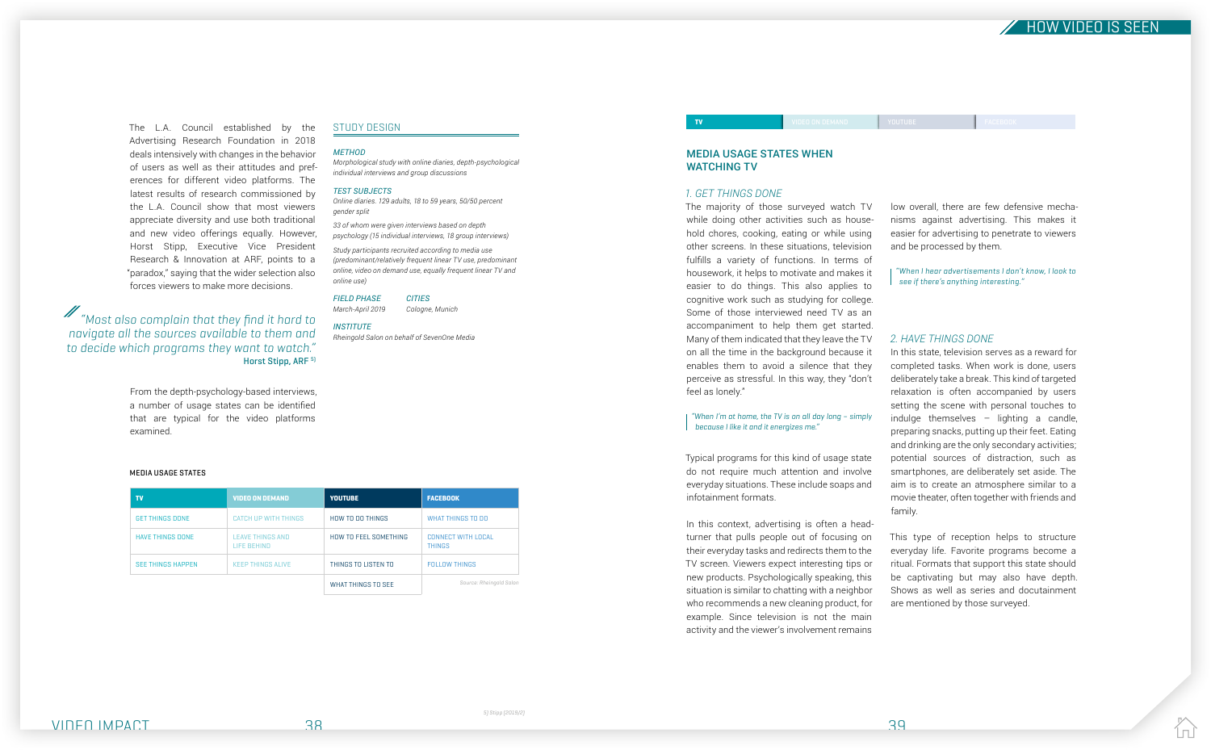The L.A. Council established by the Advertising Research Foundation in 2018 deals intensively with changes in the behavior of users as well as their attitudes and preferences for different video platforms. The latest results of research commissioned by the L.A. Council show that most viewers appreciate diversity and use both traditional and new video offerings equally. However, Horst Stipp, Executive Vice President Research & Innovation at ARF, points to a "paradox," saying that the wider selection also forces viewers to make more decisions.

> "Most also complain that they find it hard to navigate all the sources available to them and to decide which programs they want to watch."
> **Horst Stipp, ARF** [5]

From the depth-psychology-based interviews, a number of usage states can be identified that are typical for the video platforms examined.

## STUDY DESIGN

*METHOD*
*Morphological study with online diaries, depth-psychological individual interviews and group discussions*

*TEST SUBJECTS*
*Online diaries: 129 adults, 18 to 59 years, 50/50 percent gender split*

*33 of whom were given interviews based on depth psychology (15 individual interviews, 18 group interviews)*

*Study participants recruited according to media use (predominant/relatively frequent linear TV use, predominant online, video on demand use, equally frequent linear TV and online use)*

*FIELD PHASE*
*March-April 2019*

*CITIES*
*Cologne, Munich*

*INSTITUTE*
*Rheingold Salon on behalf of SevenOne Media*

**MEDIA USAGE STATES**

| TV | VIDEO ON DEMAND | YOUTUBE | FACEBOOK |
|---|---|---|---|
| GET THINGS DONE | CATCH UP WITH THINGS | HOW TO DO THINGS | WHAT THINGS TO DO |
| HAVE THINGS DONE | LEAVE THINGS AND LIFE BEHIND | HOW TO FEEL SOMETHING | CONNECT WITH LOCAL THINGS |
| SEE THINGS HAPPEN | KEEP THINGS ALIVE | THINGS TO LISTEN TO | FOLLOW THINGS |
| | | WHAT THINGS TO SEE | |

Source: Rheingold Salon

5) Stipp (2019)2

## MEDIA USAGE STATES WHEN WATCHING TV

### 1. GET THINGS DONE

The majority of those surveyed watch TV while doing other activities such as household chores, cooking, eating or while using other screens. In these situations, television fulfills a variety of functions. In terms of housework, it helps to motivate and makes it easier to do things. This also applies to cognitive work such as studying for college. Some of those interviewed need TV as an accompaniment to help them get started. Many of them indicated that they leave the TV on all the time in the background because it enables them to avoid a silence that they perceive as stressful. In this way, they "don't feel as lonely."

> *"When I'm at home, the TV is on all day long – simply because I like it and it energizes me."*

Typical programs for this kind of usage state do not require much attention and involve everyday situations. These include soaps and infotainment formats.

In this context, advertising is often a head-turner that pulls people out of focusing on their everyday tasks and redirects them to the TV screen. Viewers expect interesting tips or new products. Psychologically speaking, this situation is similar to chatting with a neighbor who recommends a new cleaning product, for example. Since television is not the main activity and the viewer's involvement remains low overall, there are few defensive mechanisms against advertising. This makes it easier for advertising to penetrate to viewers and be processed by them.

> *"When I hear advertisements I don't know, I look to see if there's anything interesting."*

### 2. HAVE THINGS DONE

In this state, television serves as a reward for completed tasks. When work is done, users deliberately take a break. This kind of targeted relaxation is often accompanied by users setting the scene with personal touches to indulge themselves – lighting a candle, preparing snacks, putting up their feet. Eating and drinking are the only secondary activities; potential sources of distraction, such as smartphones, are deliberately set aside. The aim is to create an atmosphere similar to a movie theater, often together with friends and family.

This type of reception helps to structure everyday life. Favorite programs become a ritual. Formats that support this state should be captivating but may also have depth. Shows as well as series and docutainment are mentioned by those surveyed.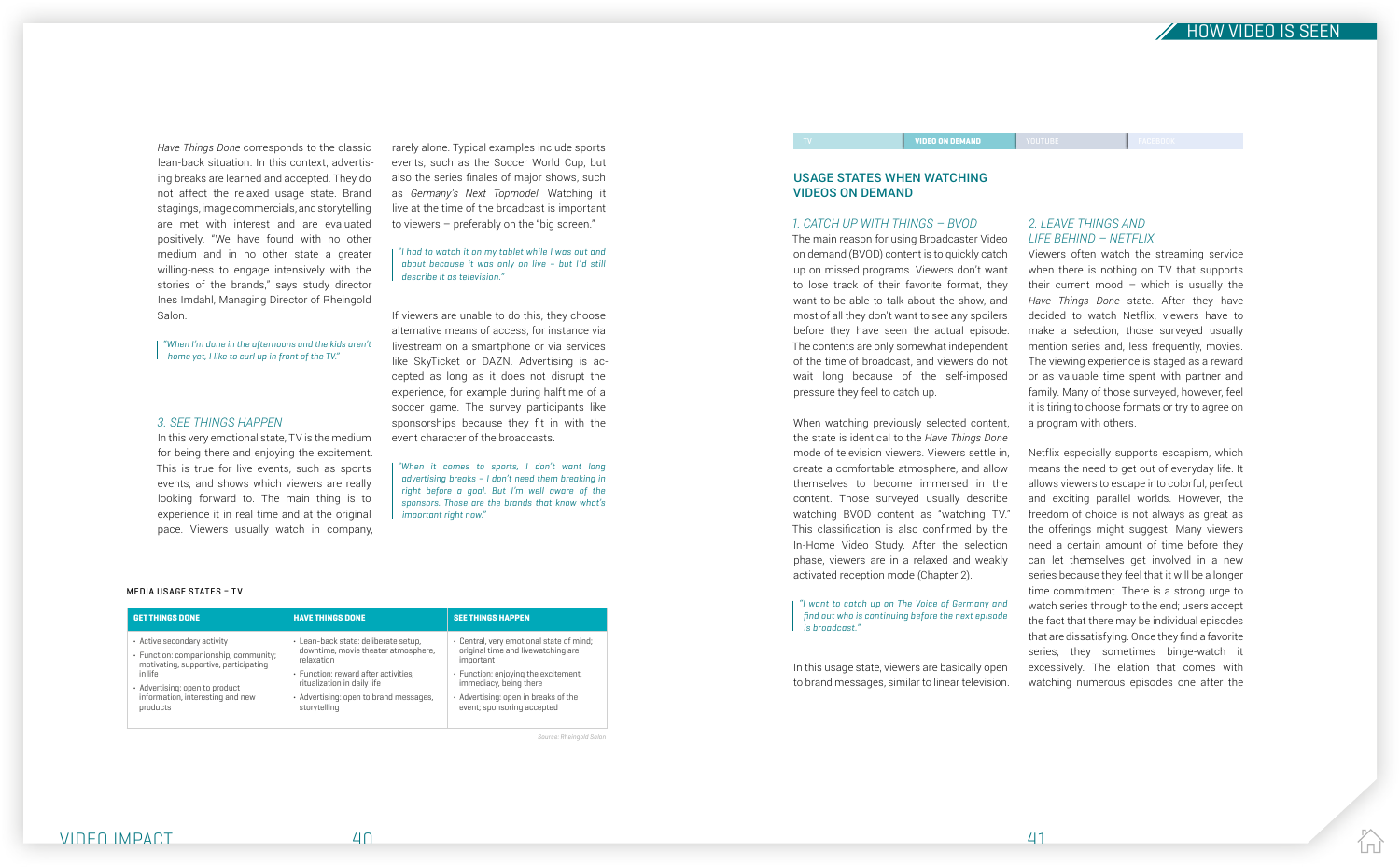*Have Things Done* corresponds to the classic lean-back situation. In this context, advertising breaks are learned and accepted. They do not affect the relaxed usage state. Brand stagings, image commercials, and storytelling are met with interest and are evaluated positively. "We have found with no other medium and in no other state a greater willing-ness to engage intensively with the stories of the brands," says study director Ines Imdahl, Managing Director of Rheingold Salon.

> *"When I'm done in the afternoons and the kids aren't home yet, I like to curl up in front of the TV."*

### 3. SEE THINGS HAPPEN

In this very emotional state, TV is the medium for being there and enjoying the excitement. This is true for live events, such as sports events, and shows which viewers are really looking forward to. The main thing is to experience it in real time and at the original pace. Viewers usually watch in company, rarely alone. Typical examples include sports events, such as the Soccer World Cup, but also the series finales of major shows, such as *Germany's Next Topmodel*. Watching it live at the time of the broadcast is important to viewers – preferably on the "big screen."

> *"I had to watch it on my tablet while I was out and about because it was only on live – but I'd still describe it as television."*

If viewers are unable to do this, they choose alternative means of access, for instance via livestream on a smartphone or via services like SkyTicket or DAZN. Advertising is accepted as long as it does not disrupt the experience, for example during halftime of a soccer game. The survey participants like sponsorships because they fit in with the event character of the broadcasts.

> *"When it comes to sports, I don't want long advertising breaks – I don't need them breaking in right before a goal. But I'm well aware of the sponsors. Those are the brands that know what's important right now."*

**MEDIA USAGE STATES – TV**

| GET THINGS DONE | HAVE THINGS DONE | SEE THINGS HAPPEN |
|---|---|---|
| • Active secondary activity<br>• Function: companionship, community; motivating, supportive, participating in life<br>• Advertising: open to product information, interesting and new products | • Lean-back state: deliberate setup, downtime, movie theater atmosphere, relaxation<br>• Function: reward after activities, ritualization in daily life<br>• Advertising: open to brand messages, storytelling | • Central, very emotional state of mind; original time and livewatching are important<br>• Function: enjoying the excitement, immediacy, being there<br>• Advertising: open in breaks of the event; sponsoring accepted |

Source: Rheingold Salon

TV | VIDEO ON DEMAND | YOUTUBE | FACEBOOK

## USAGE STATES WHEN WATCHING VIDEOS ON DEMAND

### 1. CATCH UP WITH THINGS – BVOD

The main reason for using Broadcaster Video on demand (BVOD) content is to quickly catch up on missed programs. Viewers don't want to lose track of their favorite format, they want to be able to talk about the show, and most of all they don't want to see any spoilers before they have seen the actual episode. The contents are only somewhat independent of the time of broadcast, and viewers do not wait long because of the self-imposed pressure they feel to catch up.

When watching previously selected content, the state is identical to the *Have Things Done* mode of television viewers. Viewers settle in, create a comfortable atmosphere, and allow themselves to become immersed in the content. Those surveyed usually describe watching BVOD content as "watching TV." This classification is also confirmed by the In-Home Video Study. After the selection phase, viewers are in a relaxed and weakly activated reception mode (Chapter 2).

> *"I want to catch up on The Voice of Germany and find out who is continuing before the next episode is broadcast."*

In this usage state, viewers are basically open to brand messages, similar to linear television.

### 2. LEAVE THINGS AND LIFE BEHIND – NETFLIX

Viewers often watch the streaming service when there is nothing on TV that supports their current mood – which is usually the *Have Things Done* state. After they have decided to watch Netflix, viewers have to make a selection; those surveyed usually mention series and, less frequently, movies. The viewing experience is staged as a reward or as valuable time spent with partner and family. Many of those surveyed, however, feel it is tiring to choose formats or try to agree on a program with others.

Netflix especially supports escapism, which means the need to get out of everyday life. It allows viewers to escape into colorful, perfect and exciting parallel worlds. However, the freedom of choice is not always as great as the offerings might suggest. Many viewers need a certain amount of time before they can let themselves get involved in a new series because they feel that it will be a longer time commitment. There is a strong urge to watch series through to the end; users accept the fact that there may be individual episodes that are dissatisfying. Once they find a favorite series, they sometimes binge-watch it excessively. The elation that comes with watching numerous episodes one after the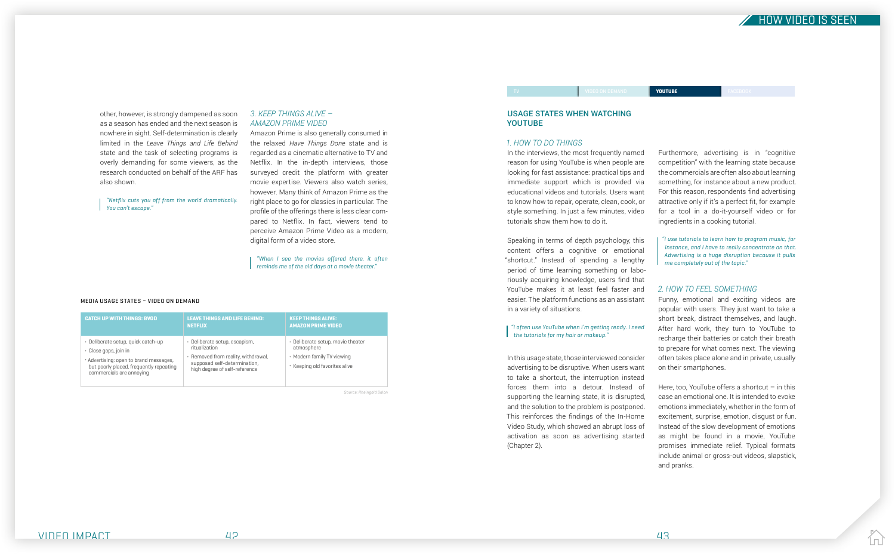other, however, is strongly dampened as soon as a season has ended and the next season is nowhere in sight. Self-determination is clearly limited in the *Leave Things and Life Behind* state and the task of selecting programs is overly demanding for some viewers, as the research conducted on behalf of the ARF has also shown.

> *"Netflix cuts you off from the world dramatically. You can't escape."*

### 3. KEEP THINGS ALIVE – AMAZON PRIME VIDEO

Amazon Prime is also generally consumed in the relaxed *Have Things Done* state and is regarded as a cinematic alternative to TV and Netflix. In the in-depth interviews, those surveyed credit the platform with greater movie expertise. Viewers also watch series, however. Many think of Amazon Prime as the right place to go for classics in particular. The profile of the offerings there is less clear compared to Netflix. In fact, viewers tend to perceive Amazon Prime Video as a modern, digital form of a video store.

> *"When I see the movies offered there, it often reminds me of the old days at a movie theater."*

**MEDIA USAGE STATES – VIDEO ON DEMAND**

| CATCH UP WITH THINGS: BVOD | LEAVE THINGS AND LIFE BEHIND: NETFLIX | KEEP THINGS ALIVE: AMAZON PRIME VIDEO |
|---|---|---|
| • Deliberate setup, quick catch-up<br>• Close gaps, join in<br>• Advertising: open to brand messages, but poorly placed, frequently repeating commercials are annoying | • Deliberate setup, escapism, ritualization<br>• Removed from reality, withdrawal, supposed self-determination, high degree of self-reference | • Deliberate setup, movie theater atmosphere<br>• Modern family TV viewing<br>• Keeping old favorites alive |

Source: Rheingold Salon

TV | VIDEO ON DEMAND | **YOUTUBE** | FACEBOOK

## USAGE STATES WHEN WATCHING YOUTUBE

### 1. HOW TO DO THINGS

In the interviews, the most frequently named reason for using YouTube is when people are looking for fast assistance: practical tips and immediate support which is provided via educational videos and tutorials. Users want to know how to repair, operate, clean, cook, or style something. In just a few minutes, video tutorials show them how to do it.

Speaking in terms of depth psychology, this content offers a cognitive or emotional "shortcut." Instead of spending a lengthy period of time learning something or laboriously acquiring knowledge, users find that YouTube makes it at least feel faster and easier. The platform functions as an assistant in a variety of situations.

> *"I often use YouTube when I'm getting ready. I need the tutorials for my hair or makeup."*

In this usage state, those interviewed consider advertising to be disruptive. When users want to take a shortcut, the interruption instead forces them into a detour. Instead of supporting the learning state, it is disrupted, and the solution to the problem is postponed. This reinforces the findings of the In-Home Video Study, which showed an abrupt loss of activation as soon as advertising started (Chapter 2).

Furthermore, advertising is in "cognitive competition" with the learning state because the commercials are often also about learning something, for instance about a new product. For this reason, respondents find advertising attractive only if it's a perfect fit, for example for a tool in a do-it-yourself video or for ingredients in a cooking tutorial.

> *"I use tutorials to learn how to program music, for instance, and I have to really concentrate on that. Advertising is a huge disruption because it pulls me completely out of the topic."*

### 2. HOW TO FEEL SOMETHING

Funny, emotional and exciting videos are popular with users. They just want to take a short break, distract themselves, and laugh. After hard work, they turn to YouTube to recharge their batteries or catch their breath to prepare for what comes next. The viewing often takes place alone and in private, usually on their smartphones.

Here, too, YouTube offers a shortcut – in this case an emotional one. It is intended to evoke emotions immediately, whether in the form of excitement, surprise, emotion, disgust or fun. Instead of the slow development of emotions as might be found in a movie, YouTube promises immediate relief. Typical formats include animal or gross-out videos, slapstick, and pranks.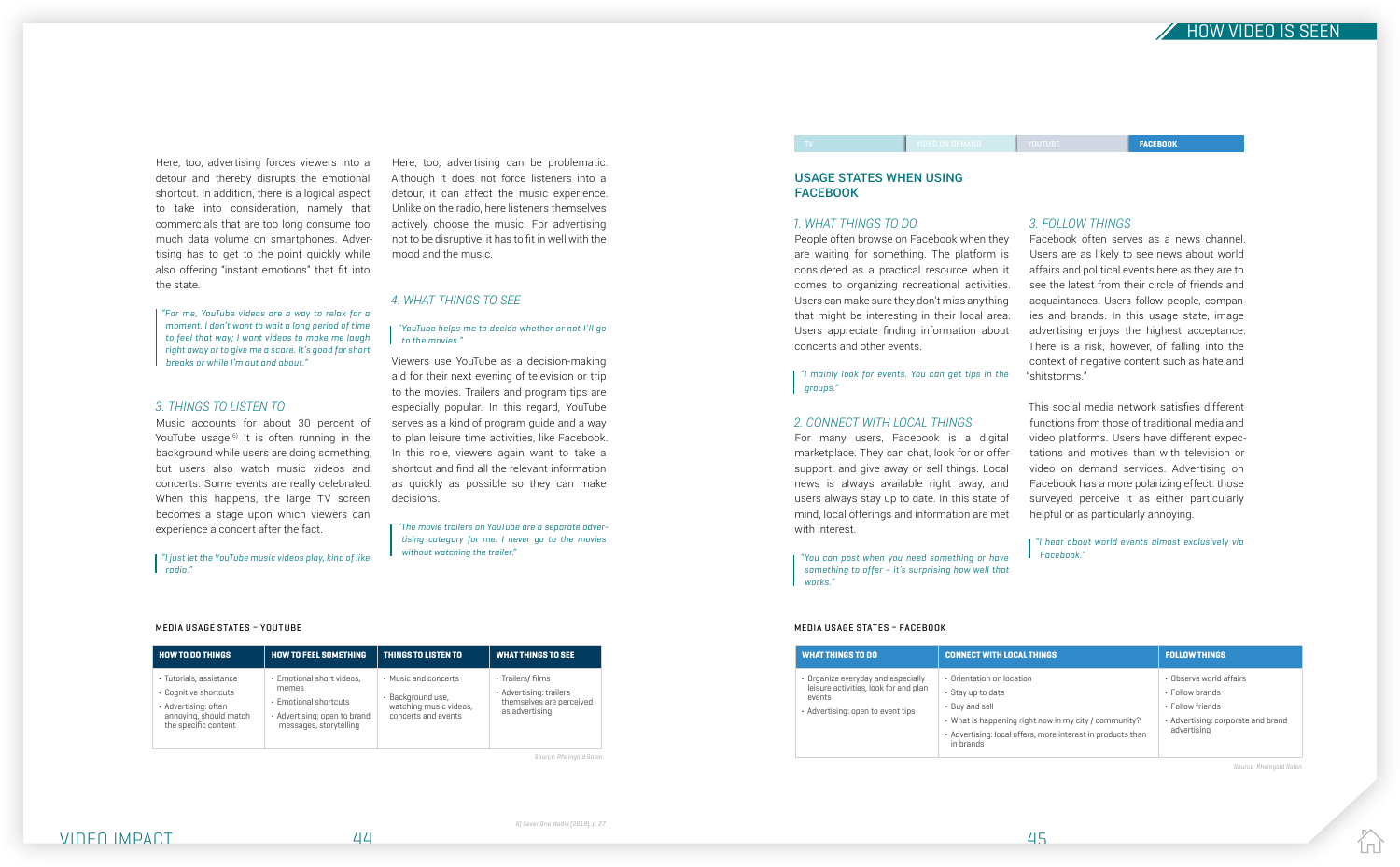Here, too, advertising forces viewers into a detour and thereby disrupts the emotional shortcut. In addition, there is a logical aspect to take into consideration, namely that commercials that are too long consume too much data volume on smartphones. Advertising has to get to the point quickly while also offering "instant emotions" that fit into the state.

> "For me, YouTube videos are a way to relax for a moment. I don't want to wait a long period of time to feel that way; I want videos to make me laugh right away or to give me a scare. It's good for short breaks or while I'm out and about."

### 3. THINGS TO LISTEN TO

Music accounts for about 30 percent of YouTube usage.[6] It is often running in the background while users are doing something, but users also watch music videos and concerts. Some events are really celebrated. When this happens, the large TV screen becomes a stage upon which viewers can experience a concert after the fact.

> "I just let the YouTube music videos play, kind of like radio."

Here, too, advertising can be problematic. Although it does not force listeners into a detour, it can affect the music experience. Unlike on the radio, here listeners themselves actively choose the music. For advertising not to be disruptive, it has to fit in well with the mood and the music.

### 4. WHAT THINGS TO SEE

> "YouTube helps me to decide whether or not I'll go to the movies."

Viewers use YouTube as a decision-making aid for their next evening of television or trip to the movies. Trailers and program tips are especially popular. In this regard, YouTube serves as a kind of program guide and a way to plan leisure time activities, like Facebook. In this role, viewers again want to take a shortcut and find all the relevant information as quickly as possible so they can make decisions.

> "The movie trailers on YouTube are a separate advertising category for me. I never go to the movies without watching the trailer."

**MEDIA USAGE STATES – YOUTUBE**

| HOW TO DO THINGS | HOW TO FEEL SOMETHING | THINGS TO LISTEN TO | WHAT THINGS TO SEE |
|---|---|---|---|
| • Tutorials, assistance<br>• Cognitive shortcuts<br>• Advertising: often annoying, should match the specific content | • Emotional short videos, memes<br>• Emotional shortcuts<br>• Advertising: open to brand messages, storytelling | • Music and concerts<br>• Background use, watching music videos, concerts and events | • Trailers/ films<br>• Advertising: trailers themselves are perceived as advertising |

Source: Rheingold Salon

6) SevenOne Media (2015), p. 27

TV | VIDEO ON DEMAND | YOUTUBE | FACEBOOK

## USAGE STATES WHEN USING FACEBOOK

### 1. WHAT THINGS TO DO

People often browse on Facebook when they are waiting for something. The platform is considered as a practical resource when it comes to organizing recreational activities. Users can make sure they don't miss anything that might be interesting in their local area. Users appreciate finding information about concerts and other events.

> "I mainly look for events. You can get tips in the groups."

### 2. CONNECT WITH LOCAL THINGS

For many users, Facebook is a digital marketplace. They can chat, look for or offer support, and give away or sell things. Local news is always available right away, and users always stay up to date. In this state of mind, local offerings and information are met with interest.

> "You can post when you need something or have something to offer – it's surprising how well that works."

### 3. FOLLOW THINGS

Facebook often serves as a news channel. Users are as likely to see news about world affairs and political events here as they are to see the latest from their circle of friends and acquaintances. Users follow people, companies and brands. In this usage state, image advertising enjoys the highest acceptance. There is a risk, however, of falling into the context of negative content such as hate and "shitstorms."

This social media network satisfies different functions from those of traditional media and video platforms. Users have different expectations and motives than with television or video on demand services. Advertising on Facebook has a more polarizing effect: those surveyed perceive it as either particularly helpful or as particularly annoying.

> "I hear about world events almost exclusively via Facebook."

**MEDIA USAGE STATES – FACEBOOK**

| WHAT THINGS TO DO | CONNECT WITH LOCAL THINGS | FOLLOW THINGS |
|---|---|---|
| • Organize everyday and especially leisure activities, look for and plan events<br>• Advertising: open to event tips | • Orientation on location<br>• Stay up to date<br>• Buy and sell<br>• What is happening right now in my city / community?<br>• Advertising: local offers, more interest in products than in brands | • Observe world affairs<br>• Follow brands<br>• Follow friends<br>• Advertising: corporate and brand advertising |

Source: Rheingold Salon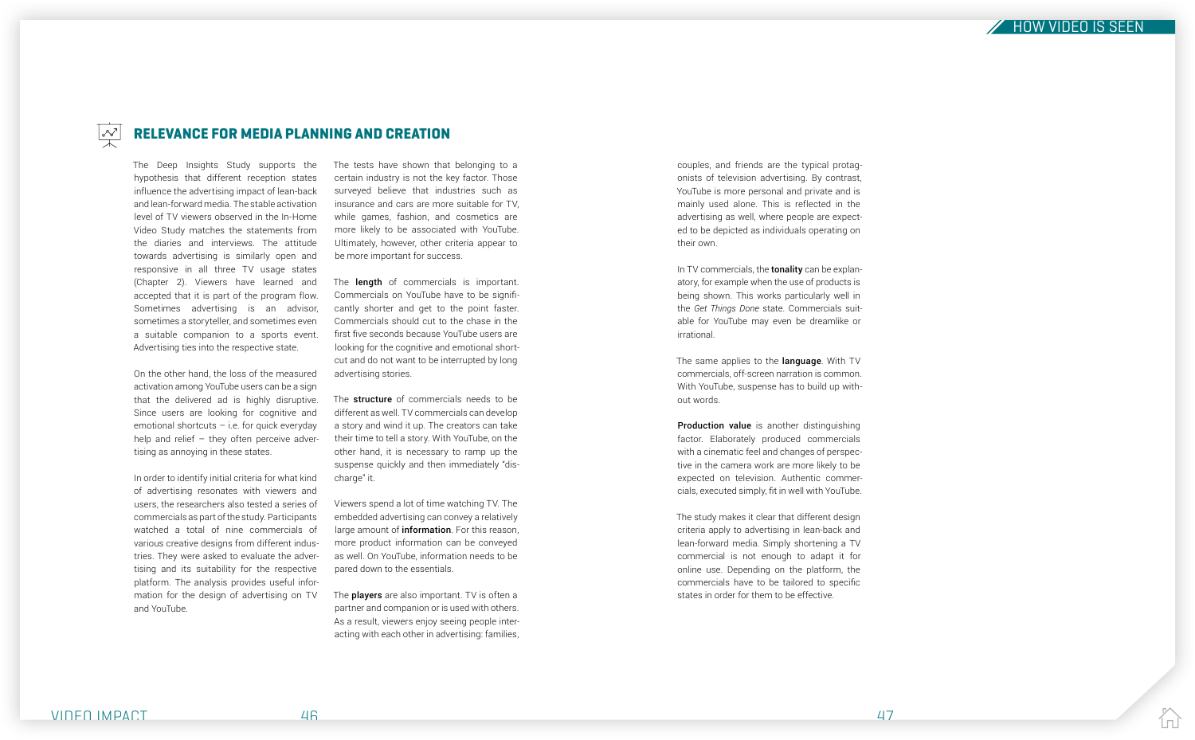## RELEVANCE FOR MEDIA PLANNING AND CREATION

The Deep Insights Study supports the hypothesis that different reception states influence the advertising impact of lean-back and lean-forward media. The stable activation level of TV viewers observed in the In-Home Video Study matches the statements from the diaries and interviews. The attitude towards advertising is similarly open and responsive in all three TV usage states (Chapter 2). Viewers have learned and accepted that it is part of the program flow. Sometimes advertising is an advisor, sometimes a storyteller, and sometimes even a suitable companion to a sports event. Advertising ties into the respective state.

On the other hand, the loss of the measured activation among YouTube users can be a sign that the delivered ad is highly disruptive. Since users are looking for cognitive and emotional shortcuts – i.e. for quick everyday help and relief – they often perceive advertising as annoying in these states.

In order to identify initial criteria for what kind of advertising resonates with viewers and users, the researchers also tested a series of commercials as part of the study. Participants watched a total of nine commercials of various creative designs from different industries. They were asked to evaluate the advertising and its suitability for the respective platform. The analysis provides useful information for the design of advertising on TV and YouTube.

The tests have shown that belonging to a certain industry is not the key factor. Those surveyed believe that industries such as insurance and cars are more suitable for TV, while games, fashion, and cosmetics are more likely to be associated with YouTube. Ultimately, however, other criteria appear to be more important for success.

The **length** of commercials is important. Commercials on YouTube have to be significantly shorter and get to the point faster. Commercials should cut to the chase in the first five seconds because YouTube users are looking for the cognitive and emotional shortcut and do not want to be interrupted by long advertising stories.

The **structure** of commercials needs to be different as well. TV commercials can develop a story and wind it up. The creators can take their time to tell a story. With YouTube, on the other hand, it is necessary to ramp up the suspense quickly and then immediately "discharge" it.

Viewers spend a lot of time watching TV. The embedded advertising can convey a relatively large amount of **information**. For this reason, more product information can be conveyed as well. On YouTube, information needs to be pared down to the essentials.

The **players** are also important. TV is often a partner and companion or is used with others. As a result, viewers enjoy seeing people interacting with each other in advertising: families, couples, and friends are the typical protagonists of television advertising. By contrast, YouTube is more personal and private and is mainly used alone. This is reflected in the advertising as well, where people are expected to be depicted as individuals operating on their own.

In TV commercials, the **tonality** can be explanatory, for example when the use of products is being shown. This works particularly well in the *Get Things Done* state. Commercials suitable for YouTube may even be dreamlike or irrational.

The same applies to the **language**. With TV commercials, off-screen narration is common. With YouTube, suspense has to build up without words.

**Production value** is another distinguishing factor. Elaborately produced commercials with a cinematic feel and changes of perspective in the camera work are more likely to be expected on television. Authentic commercials, executed simply, fit in well with YouTube.

The study makes it clear that different design criteria apply to advertising in lean-back and lean-forward media. Simply shortening a TV commercial is not enough to adapt it for online use. Depending on the platform, the commercials have to be tailored to specific states in order for them to be effective.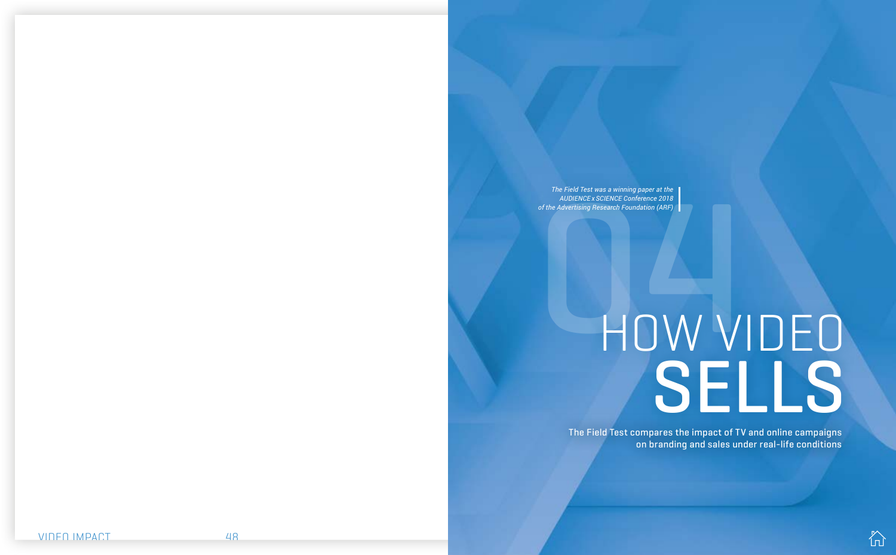*The Field Test was a winning paper at the AUDIENCE x SCIENCE Conference 2018 of the Advertising Research Foundation (ARF)*

# 04 HOW VIDEO SELLS

The Field Test compares the impact of TV and online campaigns on branding and sales under real-life conditions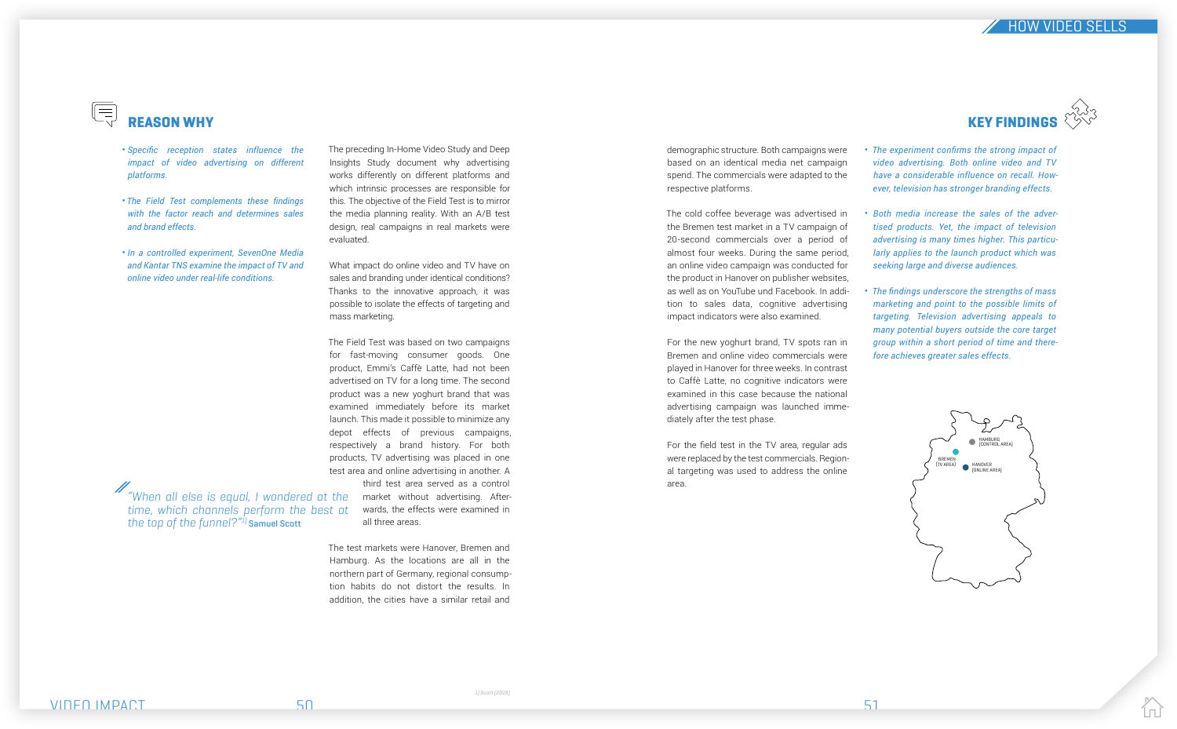## REASON WHY

- *Specific reception states influence the impact of video advertising on different platforms.*
- *The Field Test complements these findings with the factor reach and determines sales and brand effects.*
- *In a controlled experiment, SevenOne Media and Kantar TNS examine the impact of TV and online video under real-life conditions.*

> *"When all else is equal, I wondered at the time, which channels perform the best at the top of the funnel?"*[1] **Samuel Scott**

The preceding In-Home Video Study and Deep Insights Study document why advertising works differently on different platforms and which intrinsic processes are responsible for this. The objective of the Field Test is to mirror the media planning reality. With an A/B test design, real campaigns in real markets were evaluated.

What impact do online video and TV have on sales and branding under identical conditions? Thanks to the innovative approach, it was possible to isolate the effects of targeting and mass marketing.

The Field Test was based on two campaigns for fast-moving consumer goods. One product, Emmi's Caffè Latte, had not been advertised on TV for a long time. The second product was a new yoghurt brand that was examined immediately before its market launch. This made it possible to minimize any depot effects of previous campaigns, respectively a brand history. For both products, TV advertising was placed in one test area and online advertising in another. A third test area served as a control market without advertising. Afterwards, the effects were examined in all three areas.

The test markets were Hanover, Bremen and Hamburg. As the locations are all in the northern part of Germany, regional consumption habits do not distort the results. In addition, the cities have a similar retail and demographic structure. Both campaigns were based on an identical media net campaign spend. The commercials were adapted to the respective platforms.

The cold coffee beverage was advertised in the Bremen test market in a TV campaign of 20-second commercials over a period of almost four weeks. During the same period, an online video campaign was conducted for the product in Hanover on publisher websites, as well as on YouTube und Facebook. In addition to sales data, cognitive advertising impact indicators were also examined.

For the new yoghurt brand, TV spots ran in Bremen and online video commercials were played in Hanover for three weeks. In contrast to Caffè Latte, no cognitive indicators were examined in this case because the national advertising campaign was launched immediately after the test phase.

For the field test in the TV area, regular ads were replaced by the test commercials. Regional targeting was used to address the online area.

## KEY FINDINGS

- *The experiment confirms the strong impact of video advertising. Both online video and TV have a considerable influence on recall. However, television has stronger branding effects.*
- *Both media increase the sales of the advertised products. Yet, the impact of television advertising is many times higher. This particularly applies to the launch product which was seeking large and diverse audiences.*
- *The findings underscore the strengths of mass marketing and point to the possible limits of targeting. Television advertising appeals to many potential buyers outside the core target group within a short period of time and therefore achieves greater sales effects.*

HAMBURG (CONTROL AREA)
BREMEN (TV AREA)
HANOVER (ONLINE AREA)

1) Scott (2018)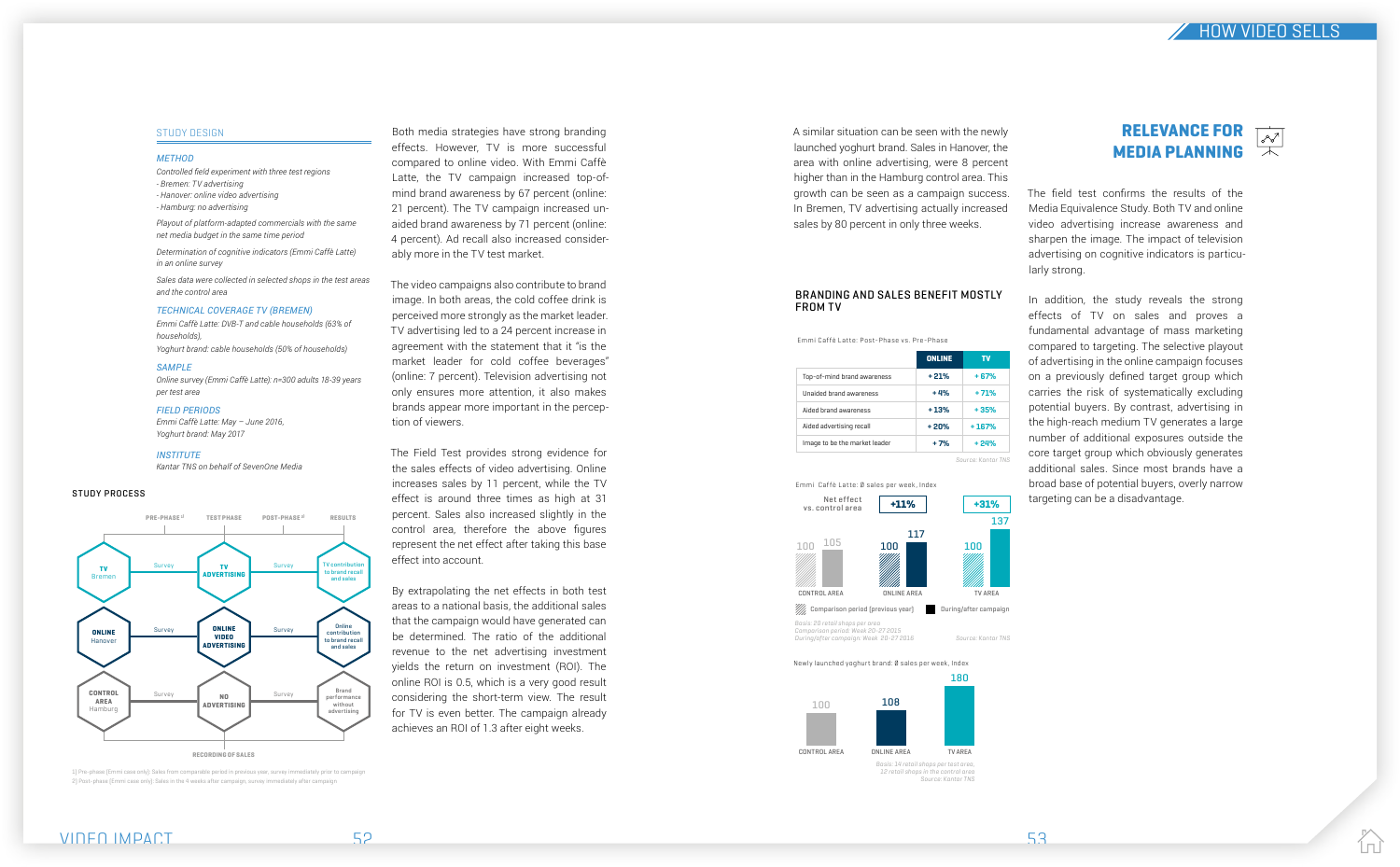## STUDY DESIGN

*METHOD*

*Controlled field experiment with three test regions*
*- Bremen: TV advertising*
*- Hanover: online video advertising*
*- Hamburg: no advertising*

*Playout of platform-adapted commercials with the same net media budget in the same time period*

*Determination of cognitive indicators (Emmi Caffè Latte) in an online survey*

*Sales data were collected in selected shops in the test areas and the control area*

*TECHNICAL COVERAGE TV (BREMEN)*

*Emmi Caffè Latte: DVB-T and cable households (63% of households),*
*Yoghurt brand: cable households (50% of households)*

*SAMPLE*

*Online survey (Emmi Caffè Latte): n=300 adults 18-39 years per test area*

*FIELD PERIODS*

*Emmi Caffè Latte: May – June 2016,*
*Yoghurt brand: May 2017*

*INSTITUTE*

*Kantar TNS on behalf of SevenOne Media*

### STUDY PROCESS

| PRE-PHASE [1] | | TEST PHASE | | POST-PHASE [2] | RESULTS |
|---|---|---|---|---|---|
| TV Bremen | Survey | TV ADVERTISING | Survey | | TV contribution to brand recall and sales |
| ONLINE Hanover | Survey | ONLINE VIDEO ADVERTISING | Survey | | Online contribution to brand recall and sales |
| CONTROL AREA Hamburg | Survey | NO ADVERTISING | Survey | | Brand performance without advertising |

RECORDING OF SALES

1) Pre-phase (Emmi case only): Sales from comparable period in previous year, survey immediately prior to campaign
2) Post-phase (Emmi case only): Sales in the 4 weeks after campaign, survey immediately after campaign

Both media strategies have strong branding effects. However, TV is more successful compared to online video. With Emmi Caffè Latte, the TV campaign increased top-of-mind brand awareness by 67 percent (online: 21 percent). The TV campaign increased unaided brand awareness by 71 percent (online: 4 percent). Ad recall also increased considerably more in the TV test market.

The video campaigns also contribute to brand image. In both areas, the cold coffee drink is perceived more strongly as the market leader. TV advertising led to a 24 percent increase in agreement with the statement that it "is the market leader for cold coffee beverages" (online: 7 percent). Television advertising not only ensures more attention, it also makes brands appear more important in the perception of viewers.

The Field Test provides strong evidence for the sales effects of video advertising. Online increases sales by 11 percent, while the TV effect is around three times as high at 31 percent. Sales also increased slightly in the control area, therefore the above figures represent the net effect after taking this base effect into account.

By extrapolating the net effects in both test areas to a national basis, the additional sales that the campaign would have generated can be determined. The ratio of the additional revenue to the net advertising investment yields the return on investment (ROI). The online ROI is 0.5, which is a very good result considering the short-term view. The result for TV is even better. The campaign already achieves an ROI of 1.3 after eight weeks.

A similar situation can be seen with the newly launched yoghurt brand. Sales in Hanover, the area with online advertising, were 8 percent higher than in the Hamburg control area. This growth can be seen as a campaign success. In Bremen, TV advertising actually increased sales by 80 percent in only three weeks.

### BRANDING AND SALES BENEFIT MOSTLY FROM TV

Emmi Caffè Latte: Post-Phase vs. Pre-Phase

| | ONLINE | TV |
|---|---|---|
| Top-of-mind brand awareness | + 21% | + 67% |
| Unaided brand awareness | + 4% | + 71% |
| Aided brand awareness | + 13% | + 35% |
| Aided advertising recall | + 20% | + 167% |
| Image to be the market leader | + 7% | + 24% |

Source: Kantar TNS

Emmi Caffè Latte: Ø sales per week, Index

| | CONTROL AREA | ONLINE AREA | TV AREA |
|---|---|---|---|
| Net effect vs. control area | | +11% | +31% |
| Comparison period (previous year) | 100 | 100 | 100 |
| During/after campaign | 105 | 117 | 137 |

Basis: 20 retail shops per area
Comparison period: Week 20-27 2015
During/after campaign: Week 20-27 2016

Source: Kantar TNS

Newly launched yoghurt brand: Ø sales per week, Index

| CONTROL AREA | ONLINE AREA | TV AREA |
|---|---|---|
| 100 | 108 | 180 |

Basis: 14 retail shops per test area, 12 retail shops in the control area
Source: Kantar TNS

## RELEVANCE FOR MEDIA PLANNING

The field test confirms the results of the Media Equivalence Study. Both TV and online video advertising increase awareness and sharpen the image. The impact of television advertising on cognitive indicators is particularly strong.

In addition, the study reveals the strong effects of TV on sales and proves a fundamental advantage of mass marketing compared to targeting. The selective playout of advertising in the online campaign focuses on a previously defined target group which carries the risk of systematically excluding potential buyers. By contrast, advertising in the high-reach medium TV generates a large number of additional exposures outside the core target group which obviously generates additional sales. Since most brands have a broad base of potential buyers, overly narrow targeting can be a disadvantage.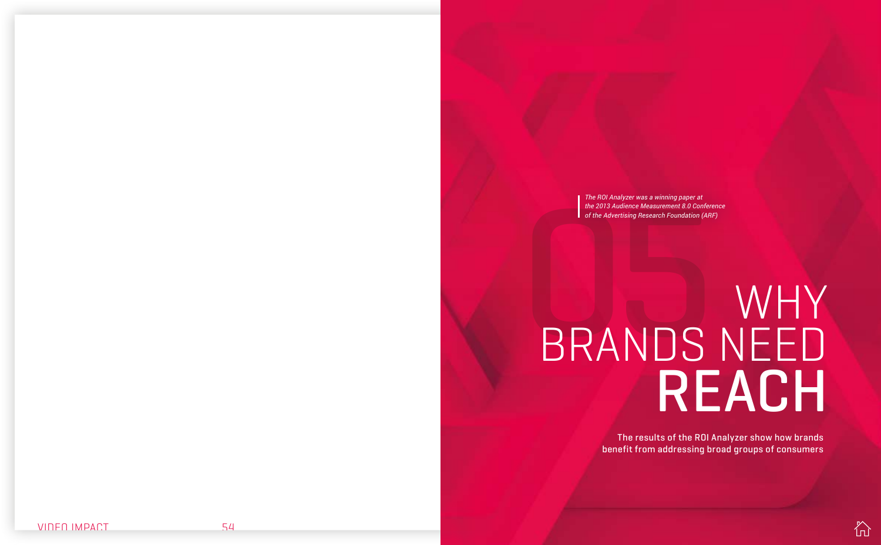*The ROI Analyzer was a winning paper at the 2013 Audience Measurement 8.0 Conference of the Advertising Research Foundation (ARF)*

# 05 WHY BRANDS NEED REACH

The results of the ROI Analyzer show how brands benefit from addressing broad groups of consumers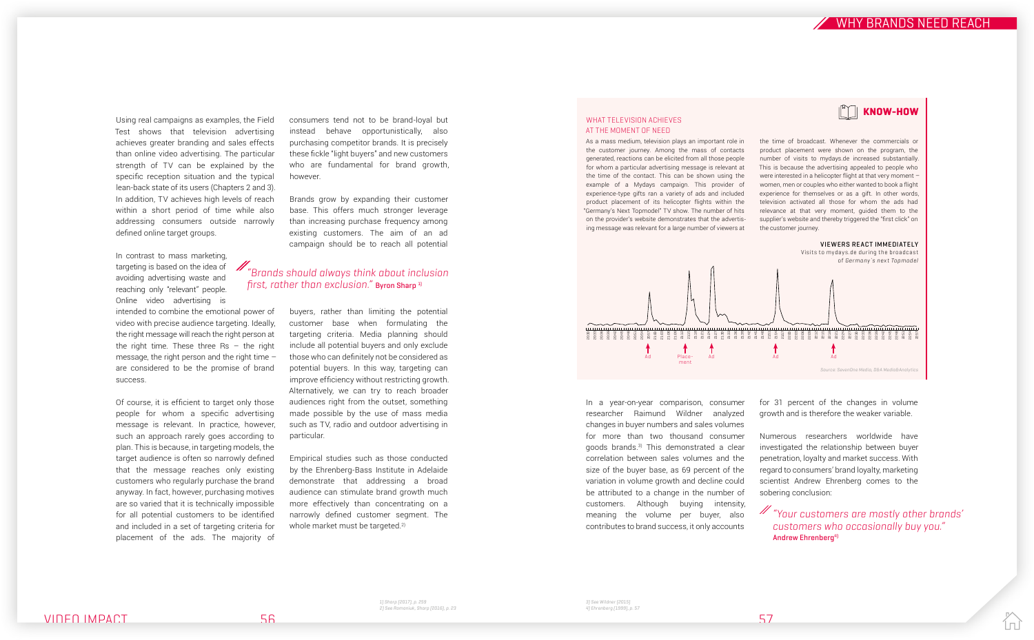Using real campaigns as examples, the Field Test shows that television advertising achieves greater branding and sales effects than online video advertising. The particular strength of TV can be explained by the specific reception situation and the typical lean-back state of its users (Chapters 2 and 3). In addition, TV achieves high levels of reach within a short period of time while also addressing consumers outside narrowly defined online target groups.

In contrast to mass marketing, targeting is based on the idea of avoiding advertising waste and reaching only "relevant" people. Online video advertising is intended to combine the emotional power of video with precise audience targeting. Ideally, the right message will reach the right person at the right time. These three Rs – the right message, the right person and the right time – are considered to be the promise of brand success.

Of course, it is efficient to target only those people for whom a specific advertising message is relevant. In practice, however, such an approach rarely goes according to plan. This is because, in targeting models, the target audience is often so narrowly defined that the message reaches only existing customers who regularly purchase the brand anyway. In fact, however, purchasing motives are so varied that it is technically impossible for all potential customers to be identified and included in a set of targeting criteria for placement of the ads. The majority of consumers tend not to be brand-loyal but instead behave opportunistically, also purchasing competitor brands. It is precisely these fickle "light buyers" and new customers who are fundamental for brand growth, however.

Brands grow by expanding their customer base. This offers much stronger leverage than increasing purchase frequency among existing customers. The aim of an ad campaign should be to reach all potential buyers, rather than limiting the potential customer base when formulating the targeting criteria. Media planning should include all potential buyers and only exclude those who can definitely not be considered as potential buyers. In this way, targeting can improve efficiency without restricting growth. Alternatively, we can try to reach broader audiences right from the outset, something made possible by the use of mass media such as TV, radio and outdoor advertising in particular.

> *"Brands should always think about inclusion first, rather than exclusion."* **Byron Sharp** [1]

Empirical studies such as those conducted by the Ehrenberg-Bass Institute in Adelaide demonstrate that addressing a broad audience can stimulate brand growth much more effectively than concentrating on a narrowly defined customer segment. The whole market must be targeted.[2]

## KNOW-HOW

### WHAT TELEVISION ACHIEVES AT THE MOMENT OF NEED

As a mass medium, television plays an important role in the customer journey. Among the mass of contacts generated, reactions can be elicited from all those people for whom a particular advertising message is relevant at the time of the contact. This can be shown using the example of a Mydays campaign. This provider of experience-type gifts ran a variety of ads and included product placement of its helicopter flights within the "Germany's Next Topmodel" TV show. The number of hits on the provider's website demonstrates that the advertising message was relevant for a large number of viewers at the time of broadcast. Whenever the commercials or product placement were shown on the program, the number of visits to mydays.de increased substantially. This is because the advertising appealed to people who were interested in a helicopter flight at that very moment – women, men or couples who either wanted to book a flight experience for themselves or as a gift. In other words, television activated all those for whom the ads had relevance at that very moment, guided them to the supplier's website and thereby triggered the "first click" on the customer journey.

**VIEWERS REACT IMMEDIATELY**

Visits to mydays.de during the broadcast of *Germany's next Topmodel*

Ad | Placement | Ad | Ad | Ad

*Source: SevenOne Media, DBA Media&Analytics*

In a year-on-year comparison, consumer researcher Raimund Wildner analyzed changes in buyer numbers and sales volumes for more than two thousand consumer goods brands.[3] This demonstrated a clear correlation between sales volumes and the size of the buyer base, as 69 percent of the variation in volume growth and decline could be attributed to a change in the number of customers. Although buying intensity, meaning the volume per buyer, also contributes to brand success, it only accounts for 31 percent of the changes in volume growth and is therefore the weaker variable.

Numerous researchers worldwide have investigated the relationship between buyer penetration, loyalty and market success. With regard to consumers' brand loyalty, marketing scientist Andrew Ehrenberg comes to the sobering conclusion:

> *"Your customers are mostly other brands' customers who occasionally buy you."* **Andrew Ehrenberg**[4]

1) Sharp [2017], p. 259
2) See Romaniuk, Sharp [2016], p. 23
3) See Wildner [2015]
4) Ehrenberg [1999], p. 57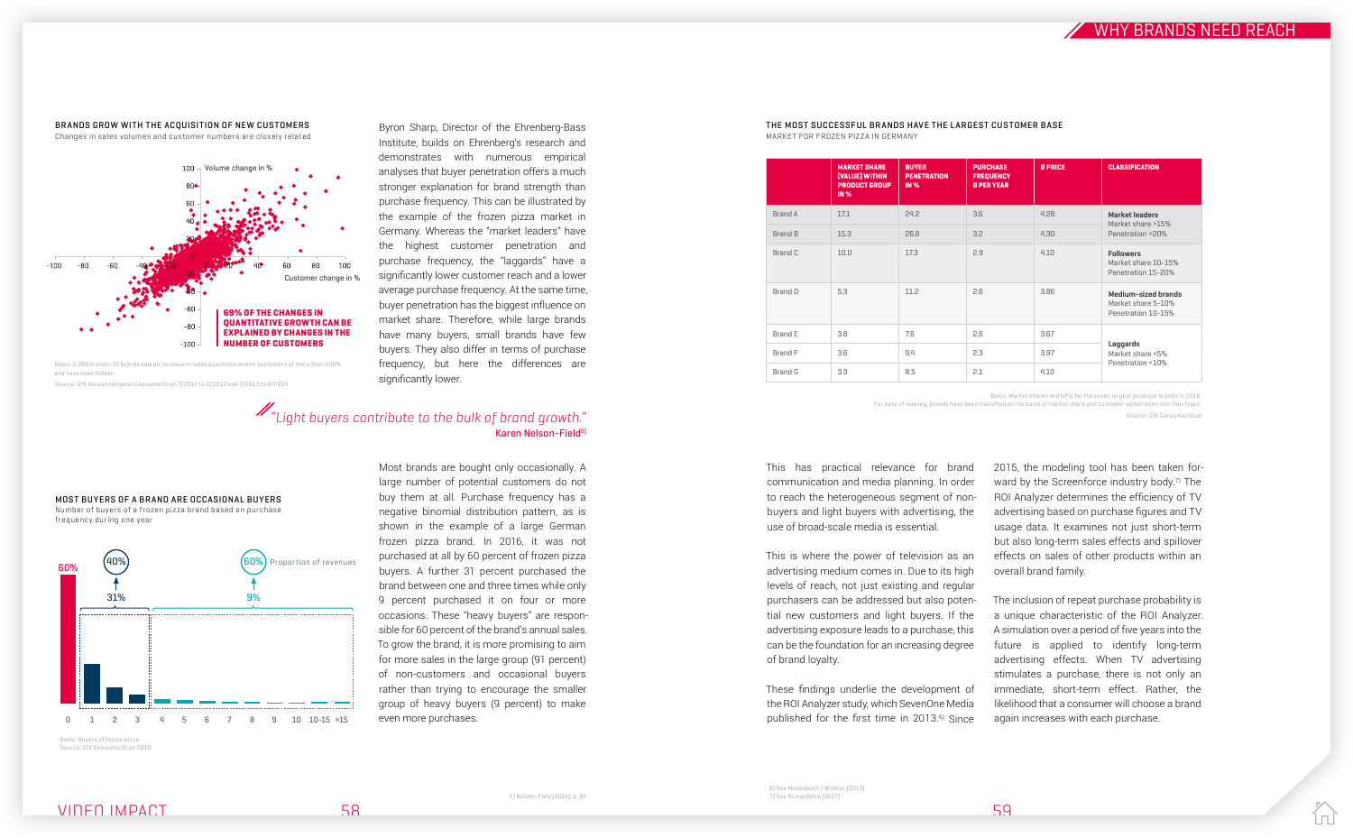#### BRANDS GROW WITH THE ACQUISITION OF NEW CUSTOMERS

Changes in sales volumes and customer numbers are closely related

**69% OF THE CHANGES IN QUANTITATIVE GROWTH CAN BE EXPLAINED BY CHANGES IN THE NUMBER OF CUSTOMERS**

Basis: 2,205 brands; 12 brands saw an increase in sales quantities and/or customers of more than 100% and have been hidden

Source: GfK household panel ConsumerScan 7/2012 to 6/2013 and 7/2013 to 6/2014

Byron Sharp, Director of the Ehrenberg-Bass Institute, builds on Ehrenberg's research and demonstrates with numerous empirical analyses that buyer penetration offers a much stronger explanation for brand strength than purchase frequency. This can be illustrated by the example of the frozen pizza market in Germany. Whereas the "market leaders" have the highest customer penetration and purchase frequency, the "laggards" have a significantly lower customer reach and a lower average purchase frequency. At the same time, buyer penetration has the biggest influence on market share. Therefore, while large brands have many buyers, small brands have few buyers. They also differ in terms of purchase frequency, but here the differences are significantly lower.

> *"Light buyers contribute to the bulk of brand growth."*
> Karen Nelson-Field[5]

#### MOST BUYERS OF A BRAND ARE OCCASIONAL BUYERS

Number of buyers of a frozen pizza brand based on purchase frequency during one year

60% · 31% (40% Proportion of revenues) · 9% (60% Proportion of revenues)

Basis: Buyers of frozen pizza

Source: GfK ConsumerScan 2016

Most brands are bought only occasionally. A large number of potential customers do not buy them at all. Purchase frequency has a negative binomial distribution pattern, as is shown in the example of a large German frozen pizza brand. In 2016, it was not purchased at all by 60 percent of frozen pizza buyers. A further 31 percent purchased the brand between one and three times while only 9 percent purchased it on four or more occasions. These "heavy buyers" are responsible for 60 percent of the brand's annual sales. To grow the brand, it is more promising to aim for more sales in the large group (91 percent) of non-customers and occasional buyers rather than trying to encourage the smaller group of heavy buyers (9 percent) to make even more purchases.

#### THE MOST SUCCESSFUL BRANDS HAVE THE LARGEST CUSTOMER BASE

MARKET FOR FROZEN PIZZA IN GERMANY

| | MARKET SHARE (VALUE) WITHIN PRODUCT GROUP IN % | BUYER PENETRATION IN % | PURCHASE FREQUENCY Ø PER YEAR | Ø PRICE | CLASSIFICATION |
|---|---|---|---|---|---|
| Brand A | 17.1 | 24.2 | 3.6 | 4.28 | **Market leaders** Market share >15% Penetration >20% |
| Brand B | 15.3 | 26.8 | 3.2 | 4.30 | |
| Brand C | 10.0 | 17.3 | 2.9 | 4.10 | **Followers** Market share 10-15% Penetration 15-20% |
| Brand D | 5.3 | 11.2 | 2.6 | 3.86 | **Medium-sized brands** Market share 5-10% Penetration 10-15% |
| Brand E | 3.8 | 7.6 | 2.6 | 3.67 | **Laggards** Market share <5% Penetration <10% |
| Brand F | 3.6 | 9.4 | 2.3 | 3.97 | |
| Brand G | 3.3 | 8.5 | 2.1 | 4.10 | |

Basis: Market shares and KPIs for the seven largest producer brands in 2016.
For ease of viewing, brands have been classified on the basis of market share and customer penetration into four types.
Source: GfK ConsumerScan

This has practical relevance for brand communication and media planning. In order to reach the heterogeneous segment of non-buyers and light buyers with advertising, the use of broad-scale media is essential.

This is where the power of television as an advertising medium comes in. Due to its high levels of reach, not just existing and regular purchasers can be addressed but also potential new customers and light buyers. If the advertising exposure leads to a purchase, this can be the foundation for an increasing degree of brand loyalty.

These findings underlie the development of the ROI Analyzer study, which SevenOne Media published for the first time in 2013.[6] Since 2015, the modeling tool has been taken forward by the Screenforce industry body.[7] The ROI Analyzer determines the efficiency of TV advertising based on purchase figures and TV usage data. It examines not just short-term but also long-term sales effects and spillover effects on sales of other products within an overall brand family.

The inclusion of repeat purchase probability is a unique characteristic of the ROI Analyzer. A simulation over a period of five years into the future is applied to identify long-term advertising effects. When TV advertising stimulates a purchase, there is not only an immediate, short-term effect. Rather, the likelihood that a consumer will choose a brand again increases with each purchase.

5) Nelson-Field (2014), p. 82

6) See Modenbach / Wildner (2013)
7) See Screenforce (2017)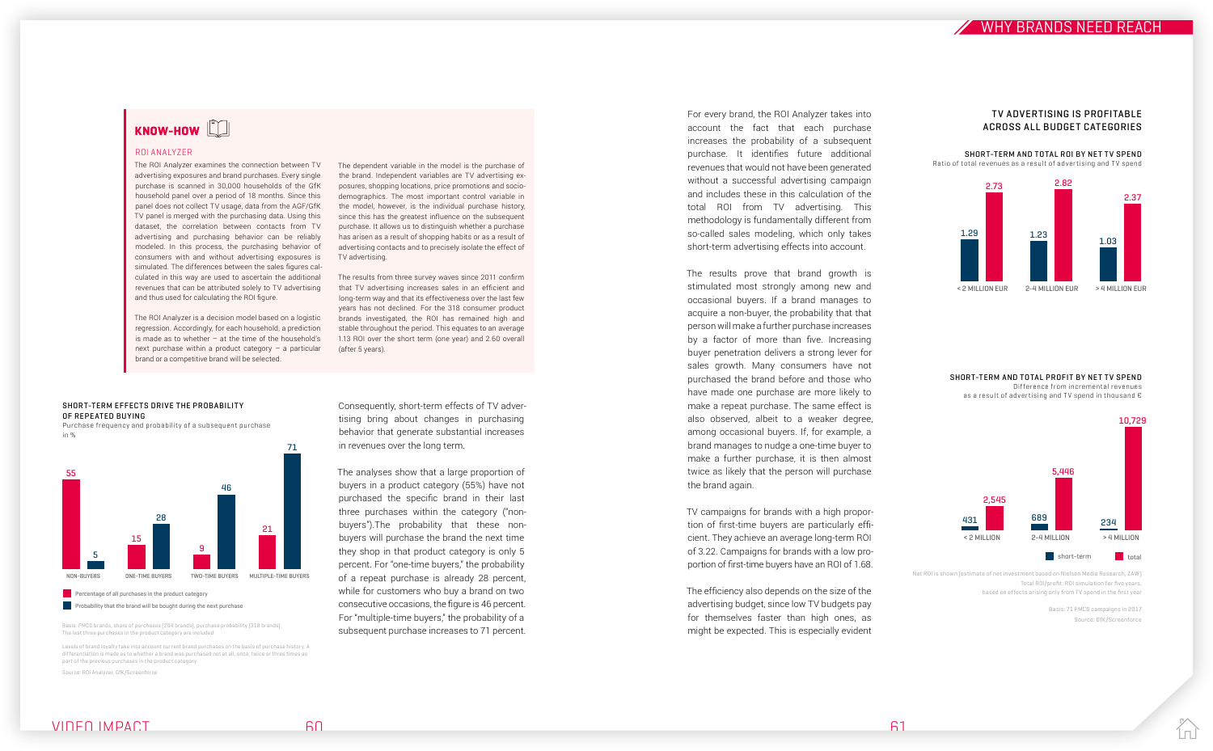## KNOW-HOW

### ROI ANALYZER

The ROI Analyzer examines the connection between TV advertising exposures and brand purchases. Every single purchase is scanned in 30,000 households of the GfK household panel over a period of 18 months. Since this panel does not collect TV usage, data from the AGF/GfK TV panel is merged with the purchasing data. Using this dataset, the correlation between contacts from TV advertising and purchasing behavior can be reliably modeled. In this process, the purchasing behavior of consumers with and without advertising exposures is simulated. The differences between the sales figures calculated in this way are used to ascertain the additional revenues that can be attributed solely to TV advertising and thus used for calculating the ROI figure.

The ROI Analyzer is a decision model based on a logistic regression. Accordingly, for each household, a prediction is made as to whether – at the time of the household's next purchase within a product category – a particular brand or a competitive brand will be selected.

The dependent variable in the model is the purchase of the brand. Independent variables are TV advertising exposures, shopping locations, price promotions and socio-demographics. The most important control variable in the model, however, is the individual purchase history, since this has the greatest influence on the subsequent purchase. It allows us to distinguish whether a purchase has arisen as a result of shopping habits or as a result of advertising contacts and to precisely isolate the effect of TV advertising.

The results from three survey waves since 2011 confirm that TV advertising increases sales in an efficient and long-term way and that its effectiveness over the last few years has not declined. For the 318 consumer product brands investigated, the ROI has remained high and stable throughout the period. This equates to an average 1.13 ROI over the short term (one year) and 2.60 overall (after 5 years).

### SHORT-TERM EFFECTS DRIVE THE PROBABILITY OF REPEATED BUYING

Purchase frequency and probability of a subsequent purchase in %

| | Percentage of all purchases in the product category | Probability that the brand will be bought during the next purchase |
|---|---|---|
| NON-BUYERS | 55 | 5 |
| ONE-TIME BUYERS | 15 | 28 |
| TWO-TIME BUYERS | 9 | 46 |
| MULTIPLE-TIME BUYERS | 21 | 71 |

Basis: FMCG brands, share of purchases (294 brands), purchase probability (318 brands)
The last three purchases in the product category are included

Levels of brand loyalty take into account current brand purchases on the basis of purchase history. A differentiation is made as to whether a brand was purchased not at all, once, twice or three times as part of the previous purchases in the product category

Source: ROI Analyzer, GfK/Screenforce

Consequently, short-term effects of TV advertising bring about changes in purchasing behavior that generate substantial increases in revenues over the long term.

The analyses show that a large proportion of buyers in a product category (55%) have not purchased the specific brand in their last three purchases within the category ("non-buyers").The probability that these non-buyers will purchase the brand the next time they shop in that product category is only 5 percent. For "one-time buyers," the probability of a repeat purchase is already 28 percent, while for customers who buy a brand on two consecutive occasions, the figure is 46 percent. For "multiple-time buyers," the probability of a subsequent purchase increases to 71 percent.

For every brand, the ROI Analyzer takes into account the fact that each purchase increases the probability of a subsequent purchase. It identifies future additional revenues that would not have been generated without a successful advertising campaign and includes these in this calculation of the total ROI from TV advertising. This methodology is fundamentally different from so-called sales modeling, which only takes short-term advertising effects into account.

The results prove that brand growth is stimulated most strongly among new and occasional buyers. If a brand manages to acquire a non-buyer, the probability that that person will make a further purchase increases by a factor of more than five. Increasing buyer penetration delivers a strong lever for sales growth. Many consumers have not purchased the brand before and those who have made one purchase are more likely to make a repeat purchase. The same effect is also observed, albeit to a weaker degree, among occasional buyers. If, for example, a brand manages to nudge a one-time buyer to make a further purchase, it is then almost twice as likely that the person will purchase the brand again.

TV campaigns for brands with a high proportion of first-time buyers are particularly efficient. They achieve an average long-term ROI of 3.22. Campaigns for brands with a low proportion of first-time buyers have an ROI of 1.68.

The efficiency also depends on the size of the advertising budget, since low TV budgets pay for themselves faster than high ones, as might be expected. This is especially evident

### TV ADVERTISING IS PROFITABLE ACROSS ALL BUDGET CATEGORIES

#### SHORT-TERM AND TOTAL ROI BY NET TV SPEND

Ratio of total revenues as a result of advertising and TV spend

| | short-term | total |
|---|---|---|
| < 2 MILLION EUR | 1.29 | 2.73 |
| 2-4 MILLION EUR | 1.23 | 2.82 |
| > 4 MILLION EUR | 1.03 | 2.37 |

#### SHORT-TERM AND TOTAL PROFIT BY NET TV SPEND

Difference from incremental revenues as a result of advertising and TV spend in thousand €

| | short-term | total |
|---|---|---|
| < 2 MILLION | 431 | 2,545 |
| 2-4 MILLION | 689 | 5,446 |
| > 4 MILLION | 234 | 10,729 |

Net ROI is shown (estimate of net investment based on Nielsen Media Research, ZAW)
Total ROI/profit: ROI simulation for five years,
based on effects arising only from TV spend in the first year

Basis: 71 FMCG campaigns in 2017
Source: GfK/Screenforce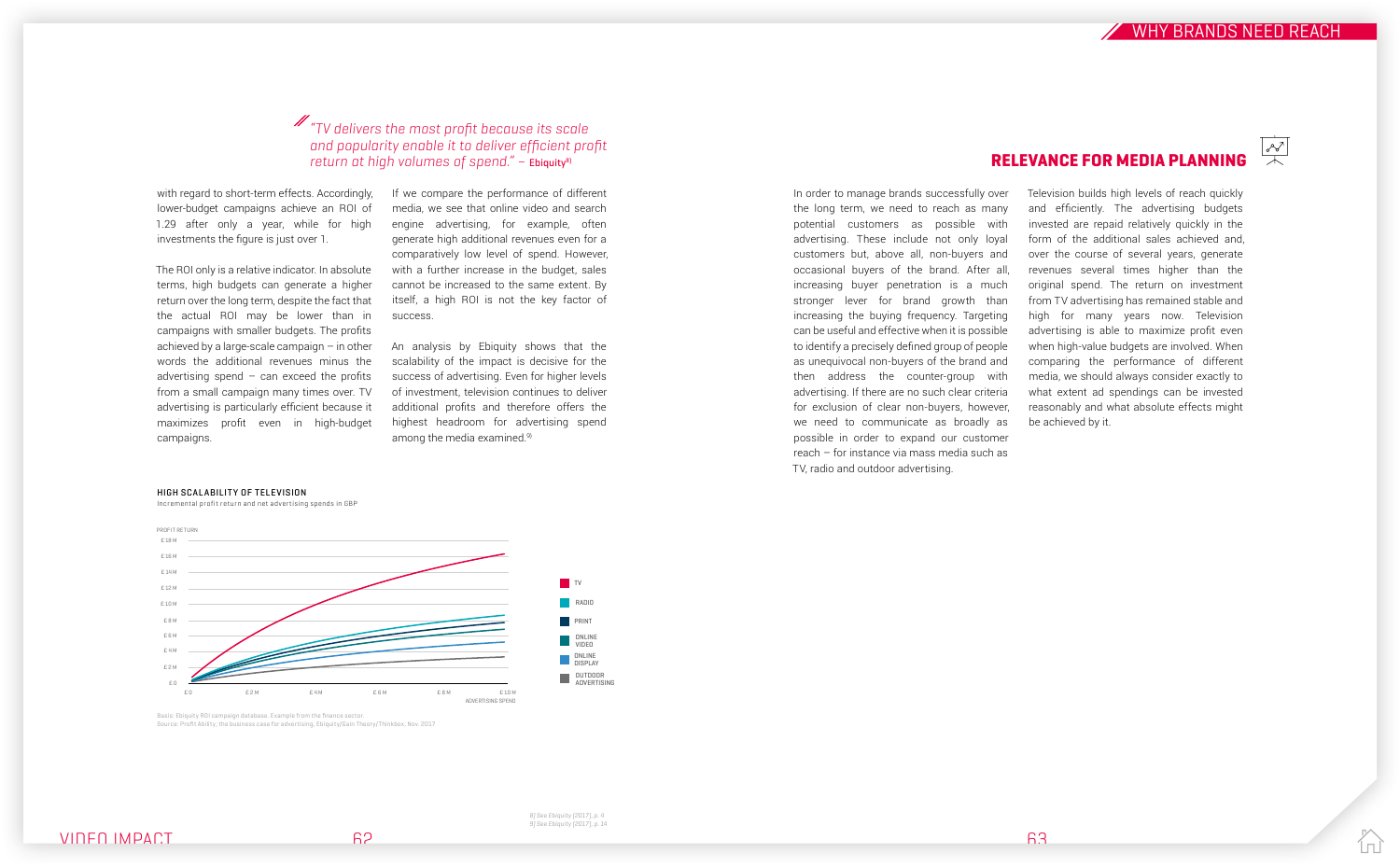> *"TV delivers the most profit because its scale and popularity enable it to deliver efficient profit return at high volumes of spend."* – **Ebiquity**[8]

with regard to short-term effects. Accordingly, lower-budget campaigns achieve an ROI of 1.29 after only a year, while for high investments the figure is just over 1.

The ROI only is a relative indicator. In absolute terms, high budgets can generate a higher return over the long term, despite the fact that the actual ROI may be lower than in campaigns with smaller budgets. The profits achieved by a large-scale campaign – in other words the additional revenues minus the advertising spend – can exceed the profits from a small campaign many times over. TV advertising is particularly efficient because it maximizes profit even in high-budget campaigns.

If we compare the performance of different media, we see that online video and search engine advertising, for example, often generate high additional revenues even for a comparatively low level of spend. However, with a further increase in the budget, sales cannot be increased to the same extent. By itself, a high ROI is not the key factor of success.

An analysis by Ebiquity shows that the scalability of the impact is decisive for the success of advertising. Even for higher levels of investment, television continues to deliver additional profits and therefore offers the highest headroom for advertising spend among the media examined.[9]

**HIGH SCALABILITY OF TELEVISION**

Incremental profit return and net advertising spends in GBP

Legend: TV, RADIO, PRINT, ONLINE VIDEO, ONLINE DISPLAY, OUTDOOR ADVERTISING

Basis: Ebiquity ROI campaign database. Example from the finance sector.
Source: Profit Ability: the business case for advertising, Ebiquity/Gain Theory/Thinkbox, Nov. 2017

8) See Ebiquity (2017), p. 4
9) See Ebiquity (2017), p. 14

## RELEVANCE FOR MEDIA PLANNING

In order to manage brands successfully over the long term, we need to reach as many potential customers as possible with advertising. These include not only loyal customers but, above all, non-buyers and occasional buyers of the brand. After all, increasing buyer penetration is a much stronger lever for brand growth than increasing the buying frequency. Targeting can be useful and effective when it is possible to identify a precisely defined group of people as unequivocal non-buyers of the brand and then address the counter-group with advertising. If there are no such clear criteria for exclusion of clear non-buyers, however, we need to communicate as broadly as possible in order to expand our customer reach – for instance via mass media such as TV, radio and outdoor advertising.

Television builds high levels of reach quickly and efficiently. The advertising budgets invested are repaid relatively quickly in the form of the additional sales achieved and, over the course of several years, generate revenues several times higher than the original spend. The return on investment from TV advertising has remained stable and high for many years now. Television advertising is able to maximize profit even when high-value budgets are involved. When comparing the performance of different media, we should always consider exactly to what extent ad spendings can be invested reasonably and what absolute effects might be achieved by it.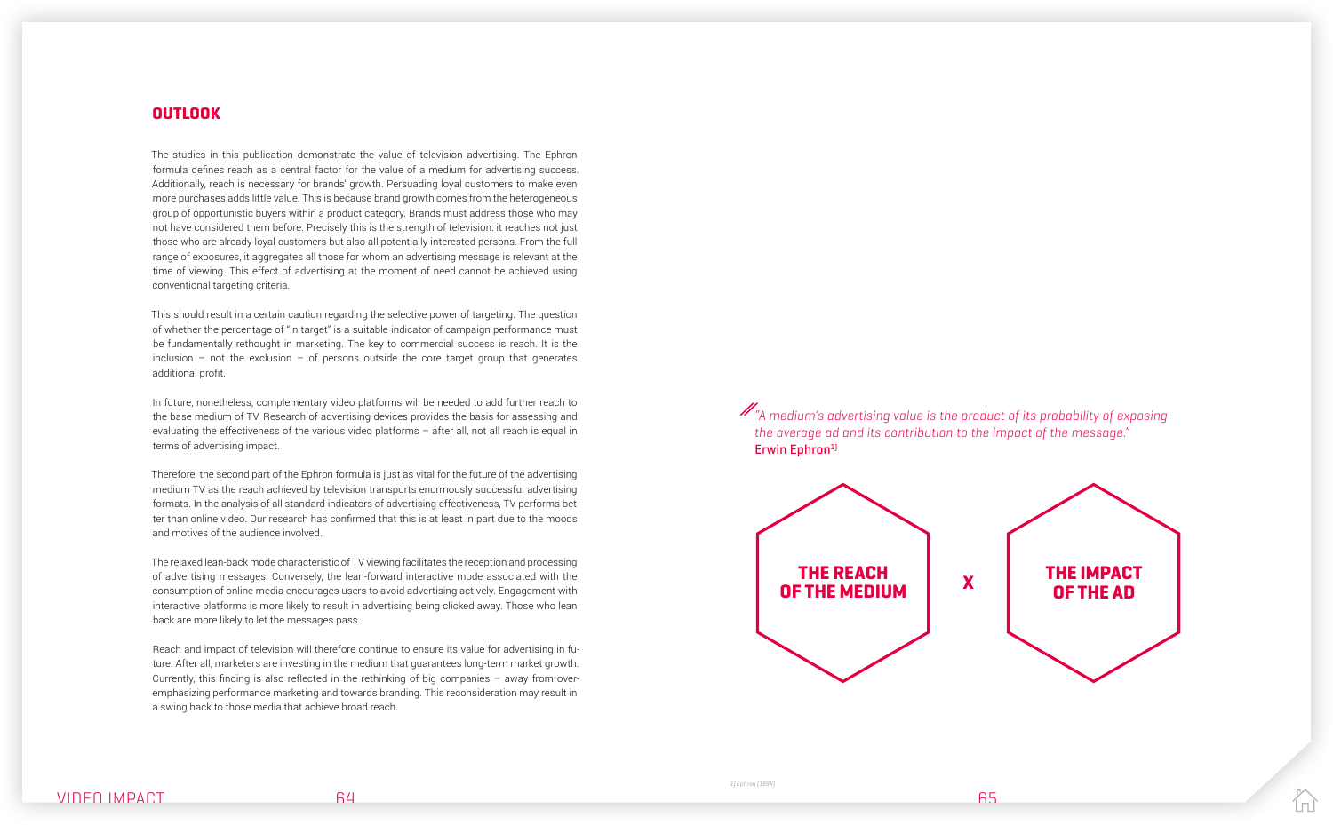## OUTLOOK

The studies in this publication demonstrate the value of television advertising. The Ephron formula defines reach as a central factor for the value of a medium for advertising success. Additionally, reach is necessary for brands' growth. Persuading loyal customers to make even more purchases adds little value. This is because brand growth comes from the heterogeneous group of opportunistic buyers within a product category. Brands must address those who may not have considered them before. Precisely this is the strength of television: it reaches not just those who are already loyal customers but also all potentially interested persons. From the full range of exposures, it aggregates all those for whom an advertising message is relevant at the time of viewing. This effect of advertising at the moment of need cannot be achieved using conventional targeting criteria.

This should result in a certain caution regarding the selective power of targeting. The question of whether the percentage of "in target" is a suitable indicator of campaign performance must be fundamentally rethought in marketing. The key to commercial success is reach. It is the inclusion – not the exclusion – of persons outside the core target group that generates additional profit.

In future, nonetheless, complementary video platforms will be needed to add further reach to the base medium of TV. Research of advertising devices provides the basis for assessing and evaluating the effectiveness of the various video platforms – after all, not all reach is equal in terms of advertising impact.

Therefore, the second part of the Ephron formula is just as vital for the future of the advertising medium TV as the reach achieved by television transports enormously successful advertising formats. In the analysis of all standard indicators of advertising effectiveness, TV performs better than online video. Our research has confirmed that this is at least in part due to the moods and motives of the audience involved.

The relaxed lean-back mode characteristic of TV viewing facilitates the reception and processing of advertising messages. Conversely, the lean-forward interactive mode associated with the consumption of online media encourages users to avoid advertising actively. Engagement with interactive platforms is more likely to result in advertising being clicked away. Those who lean back are more likely to let the messages pass.

Reach and impact of television will therefore continue to ensure its value for advertising in future. After all, marketers are investing in the medium that guarantees long-term market growth. Currently, this finding is also reflected in the rethinking of big companies – away from overemphasizing performance marketing and towards branding. This reconsideration may result in a swing back to those media that achieve broad reach.

> *"A medium's advertising value is the product of its probability of exposing the average ad and its contribution to the impact of the message."*
> **Erwin Ephron**[1]

**THE REACH OF THE MEDIUM** x **THE IMPACT OF THE AD**

1) Ephron (1994)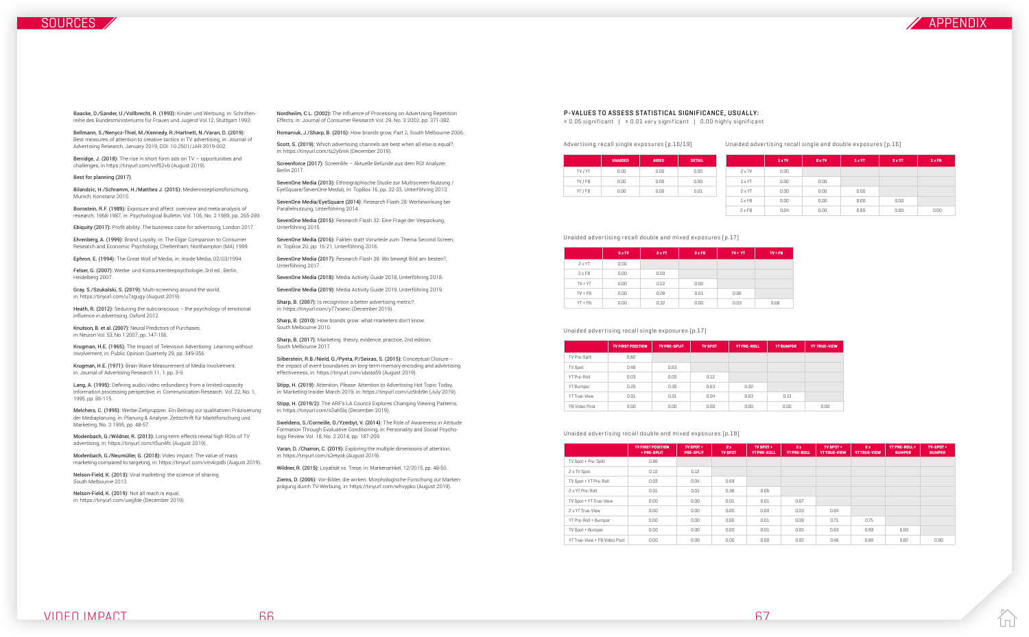## SOURCES

Baacke, D./Sander, U./Vollbrecht, R. (1993): Kinder und Werbung, in: Schriftenreihe des Bundesministeriums für Frauen und Jugend Vol.12, Stuttgart 1993.

Bellmann, S./Nenycz-Thiel, M./Kennedy, R./Hartnett, N./Varan, D. (2019): Best measures of attention to creative tactics in TV advertising, in: Journal of Advertising Research, January 2019, DOI: 10.2501/JAR-2019-002.

Berridge, J. (2018): The rise in short form ads on TV – opportunities and challenges, in https://tinyurl.com/vnf52vb (August 2019).

Best for planning (2017).

Bilandzic, H./Schramm, H./Matthes J. (2015): Medienrezeptionsforschung, Munich, Konstanz 2015.

Bornstein, R.F. (1989): Exposure and affect: overview and meta-analysis of research, 1968-1987, in: Psychological Bulletin, Vol. 106, No. 2 1989, pp. 265-289.

Ebiquity (2017): Profit ability. The business case for advertising, London 2017.

Ehrenberg, A. (1999): Brand Loyalty, in: The Elgar Companion to Consumer Research and Economic Psychology, Cheltenham, Northampton (MA) 1999.

Ephron, E. (1994): The Great Wall of Media, in: Inside Media, 02/03/1994.

Felser, G. (2007): Werbe- und Konsumentenpsychologie, 3rd ed., Berlin, Heidelberg 2007.

Gray, S./Szukalski, S. (2019): Multi-screening around the world, in: https://tinyurl.com/u7zgugy (August 2019).

Heath, R. (2012): Seducing the subconscious – the psychology of emotional influence in advertising, Oxford 2012.

Knutson, B. et al. (2007): Neural Predictors of Purchases, in: Neuron Vol. 53, No 1 2007, pp. 147-156.

Krugman, H.E. (1965): The Impact of Television Advertising: Learning without Involvement, in: Public Opinion Quarterly 29, pp. 349-356.

Krugman, H.E. (1971): Brain Wave Measurement of Media Involvement, in: Journal of Advertising Research 11, 1: pp. 3-9.

Lang, A. (1995): Defining audio/video redundancy from a limited-capacity information processing perspective, in: Communication Research. Vol. 22, No. 1, 1995, pp. 86-115.

Melchers, C. (1995): Werbe-Zielgruppen. Ein Beitrag zur qualitativen Präzisierung der Mediaplanung, in: Planung & Analyse: Zeitschrift für Marktforschung und Marketing, No. 3 1995, pp. 48-57.

Modenbach, G./Wildner, R. (2013): Long-term effects reveal high ROIs of TV advertising, in: https://tinyurl.com/t5un4fc (August 2019).

Modenbach, G./Neumüller, G. (2018): Video impact: The value of mass marketing compared to targeting, in: https://tinyurl.com/vm4cpdb (August 2019).

Nelson-Field, K. (2013): Viral marketing: the science of sharing. South Melbourne 2013.

Nelson-Field, K. (2019): Not all reach is equal, in: https://tinyurl.com/uwjjfde (December 2019).

Nordheim, C.L. (2002): The Influence of Processing on Advertising Repetition Effects, in: Journal of Consumer Research Vol. 29, No. 3 2002, pp. 371-382.

Romaniuk, J./Sharp, B. (2016): How brands grow, Part 2, South Melbourne 2006.

Scott, S. (2019): Which advertising channels are best when all else is equal?, in: https://tinyurl.com/tu2y6mk (December 2019).

Screenforce (2017): Screenlife – Aktuelle Befunde aus dem ROI Analyzer, Berlin 2017.

SevenOne Media (2013): Ethnographische Studie zur Multiscreen-Nutzung / EyeSquare/SevenOne Media), in: TopBox 16, pp. 32-33, Unterföhring 2013.

SevenOne Media/EyeSquare (2014): Research Flash 28: Werbewirkung bei Parallelnutzung, Unterföhring 2014.

SevenOne Media (2015): Research Flash 32: Eine Frage der Verpackung, Unterföhring 2015.

SevenOne Media (2016): Fakten statt Vorurteile zum Thema Second Screen, in: TopBox 20, pp. 16-21, Unterföhring 2016.

SevenOne Media (2017): Research Flash 38: Wo bewegt Bild am besten?, Unterföhring 2017.

SevenOne Media (2018): Media Activity Guide 2018, Unterföhring 2018.

SevenOne Media (2019): Media Activity Guide 2019, Unterföhring 2019.

Sharp, B. (2007): Is recognition a better advertising metric?, in: https://tinyurl.com/y77xoexc (December 2019).

Sharp, B. (2010): How brands grow: what marketers don't know. South Melbourne 2010.

Sharp, B. (2017): Marketing: theory, evidence, practice, 2nd edition, South Melbourne 2017.

Silberstein, R.B./Nield, G./Pynta, P./Seixas, S. (2015): Conceptual Closure – the impact of event boundaries on long-term memory encoding and advertising effectiveness, in: https://tinyurl.com/ubota59 (August 2019).

Stipp, H. (2019): Attention, Please: Attention to Advertising Hot Topic Today, in: Marketing-Insider March 2019, in: https://tinyurl.com/uc9ob9n (July 2019).

Stipp, H. (2019/2): The ARF's LA Council Explores Changing Viewing Patterns, in: https://tinyurl.com/s3ah5lq (December 2019).

Sweldens, S./Corneille, O./Yzerbyt, V. (2014): The Role of Awareness in Attitude Formation Through Evaluative Conditioning, in: Personality and Social Psychology Review Vol. 18, No. 2 2014, pp. 187-209.

Varan, D. /Charron, C. (2019): Exploring the multiple dimensions of attention, in: https://tinyurl.com/s2etyok (August 2019).

Wildner, R. (2015): Loyalität vs. Treue, in: Markenartikel, 12/2015, pp. 48-50.

Ziems, D. (2006): Vor-Bilder, die wirken. Morphologische Forschung zur Markenprägung durch TV-Werbung, in: https://tinyurl.com/whvypko (August 2019).

## APPENDIX

### P-VALUES TO ASSESS STATISTICAL SIGNIFICANCE, USUALLY:

≤ 0.05 significant | ≤ 0.01 very significant | 0.00 highly significant

Advertising recall single exposures [p.16/19]

| | UNAIDED | AIDED | DETAIL |
|---|---|---|---|
| TV / YT | 0.00 | 0.00 | 0.00 |
| TV / FB | 0.00 | 0.00 | 0.00 |
| YT / FB | 0.00 | 0.00 | 0.01 |

Unaided advertising recall single and double exposures [p.16]

| | 1 x TV | 2 x TV | 1 x YT | 2 x YT | 1 x FB |
|---|---|---|---|---|---|
| 2 x TV | 0.00 | | | | |
| 1 x YT | 0.00 | 0.00 | | | |
| 2 x YT | 0.00 | 0.00 | 0.00 | | |
| 1 x FB | 0.00 | 0.00 | 0.00 | 0.00 | |
| 2 x FB | 0.04 | 0.00 | 0.80 | 0.00 | 0.00 |

Unaided advertising recall double and mixed exposures [p.17]

| | 2 x TV | 2 x YT | 2 x FB | TV + YT | TV + FB |
|---|---|---|---|---|---|
| 2 x YT | 0.00 | | | | |
| 2 x FB | 0.00 | 0.00 | | | |
| TV + YT | 0.00 | 0.12 | 0.00 | | |
| TV + FB | 0.00 | 0.28 | 0.01 | 0.06 | |
| YT + FB | 0.00 | 0.32 | 0.00 | 0.03 | 0.68 |

Unaided advertising recall single exposures [p.17]

| | TV FIRST POSITION | TV PRE-SPLIT | TV SPOT | YT PRE-ROLL | YT BUMPER | YT TRUE-VIEW |
|---|---|---|---|---|---|---|
| TV Pre-Split | 0.82 | | | | | |
| TV Spot | 0.48 | 0.63 | | | | |
| YT Pre-Roll | 0.03 | 0.05 | 0.12 | | | |
| YT Bumper | 0.25 | 0.35 | 0.63 | 0.32 | | |
| YT True-View | 0.01 | 0.01 | 0.04 | 0.63 | 0.13 | |
| FB Video Post | 0.00 | 0.00 | 0.00 | 0.00 | 0.00 | 0.00 |

Unaided advertising recall double and mixed exposures [p.18]

| | TV FIRST POSITION + PRE-SPLIT | TV SPOT + PRE-SPLIT | 2 x TV SPOT | TV SPOT + YT PRE-ROLL | 2 x YT PRE-ROLL | TV SPOT + YT TRUE-VIEW | 2 x YT TRUE-VIEW | YT PRE-ROLL + BUMPER | TV-SPOT + BUMPER |
|---|---|---|---|---|---|---|---|---|---|
| TV Spot + Pre-Split | 0.86 | | | | | | | | |
| 2 x TV Spot | 0.10 | 0.12 | | | | | | | |
| TV Spot + YT Pre-Roll | 0.03 | 0.04 | 0.69 | | | | | | |
| 2 x YT Pre-Roll | 0.01 | 0.01 | 0.36 | 0.06 | | | | | |
| TV Spot + YT True-View | 0.00 | 0.00 | 0.01 | 0.01 | 0.07 | | | | |
| 2 x YT True-View | 0.00 | 0.00 | 0.00 | 0.00 | 0.03 | 0.64 | | | |
| YT Pre-Roll + Bumper | 0.00 | 0.00 | 0.00 | 0.01 | 0.06 | 0.71 | 0.75 | | |
| TV Spot + Bumper | 0.00 | 0.00 | 0.00 | 0.01 | 0.05 | 0.63 | 0.93 | 0.93 | |
| YT True-View + FB Video Post | 0.00 | 0.00 | 0.00 | 0.00 | 0.02 | 0.46 | 0.80 | 0.82 | 0.90 |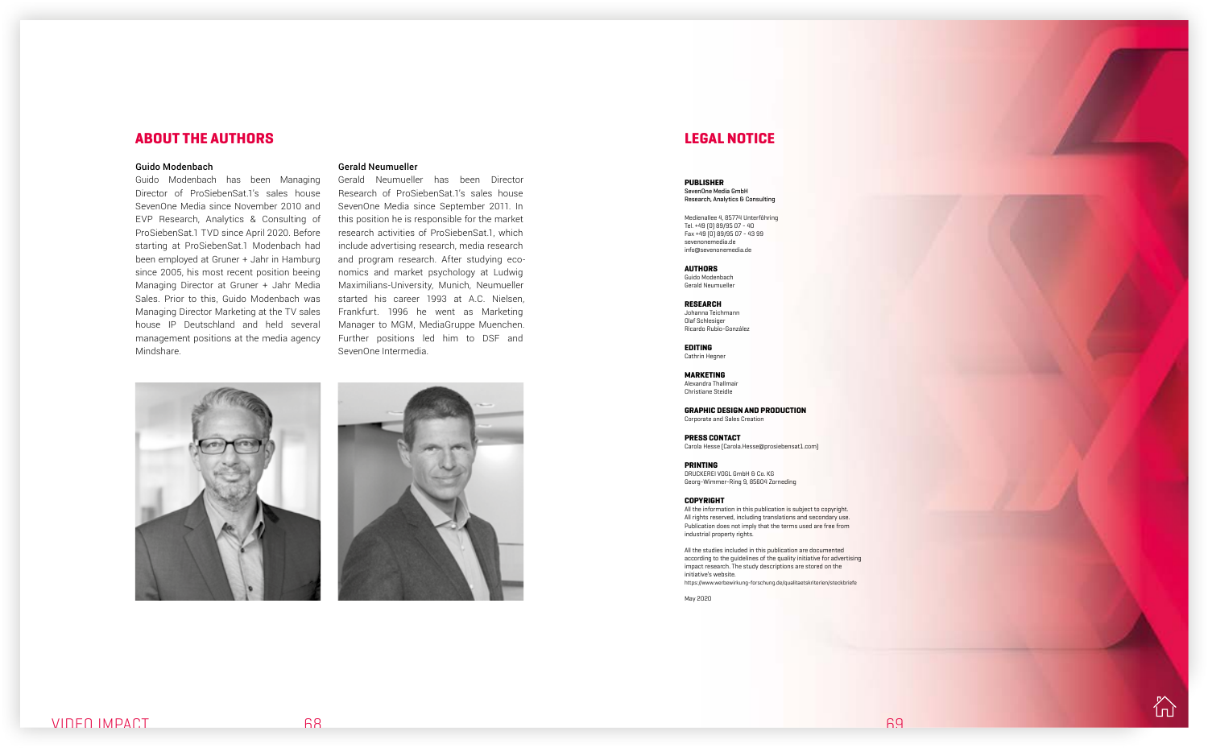## ABOUT THE AUTHORS

**Guido Modenbach**
Guido Modenbach has been Managing Director of ProSiebenSat.1's sales house SevenOne Media since November 2010 and EVP Research, Analytics & Consulting of ProSiebenSat.1 TVD since April 2020. Before starting at ProSiebenSat.1 Modenbach had been employed at Gruner + Jahr in Hamburg since 2005, his most recent position beeing Managing Director at Gruner + Jahr Media Sales. Prior to this, Guido Modenbach was Managing Director Marketing at the TV sales house IP Deutschland and held several management positions at the media agency Mindshare.

**Gerald Neumueller**
Gerald Neumueller has been Director Research of ProSiebenSat.1's sales house SevenOne Media since September 2011. In this position he is responsible for the market research activities of ProSiebenSat.1, which include advertising research, media research and program research. After studying economics and market psychology at Ludwig Maximilians-University, Munich, Neumueller started his career 1993 at A.C. Nielsen, Frankfurt. 1996 he went as Marketing Manager to MGM, MediaGruppe Muenchen. Further positions led him to DSF and SevenOne Intermedia.

## LEGAL NOTICE

**PUBLISHER**
SevenOne Media GmbH
Research, Analytics & Consulting

Medienallee 4, 85774 Unterföhring
Tel. +49 (0) 89/95 07 - 40
Fax +49 (0) 89/95 07 - 43 99
sevenonemedia.de
info@sevenonemedia.de

**AUTHORS**
Guido Modenbach
Gerald Neumueller

**RESEARCH**
Johanna Teichmann
Olaf Schlesiger
Ricardo Rubio-González

**EDITING**
Cathrin Hegner

**MARKETING**
Alexandra Thallmair
Christiane Steidle

**GRAPHIC DESIGN AND PRODUCTION**
Corporate and Sales Creation

**PRESS CONTACT**
Carola Hesse (Carola.Hesse@prosiebensat1.com)

**PRINTING**
DRUCKEREI VOGL GmbH & Co. KG
Georg-Wimmer-Ring 9, 85604 Zorneding

**COPYRIGHT**
All the information in this publication is subject to copyright. All rights reserved, including translations and secondary use. Publication does not imply that the terms used are free from industrial property rights.

All the studies included in this publication are documented according to the guidelines of the quality initiative for advertising impact research. The study descriptions are stored on the initiative's website.
https://www.werbewirkung-forschung.de/qualitaetskriterien/steckbriefe

May 2020